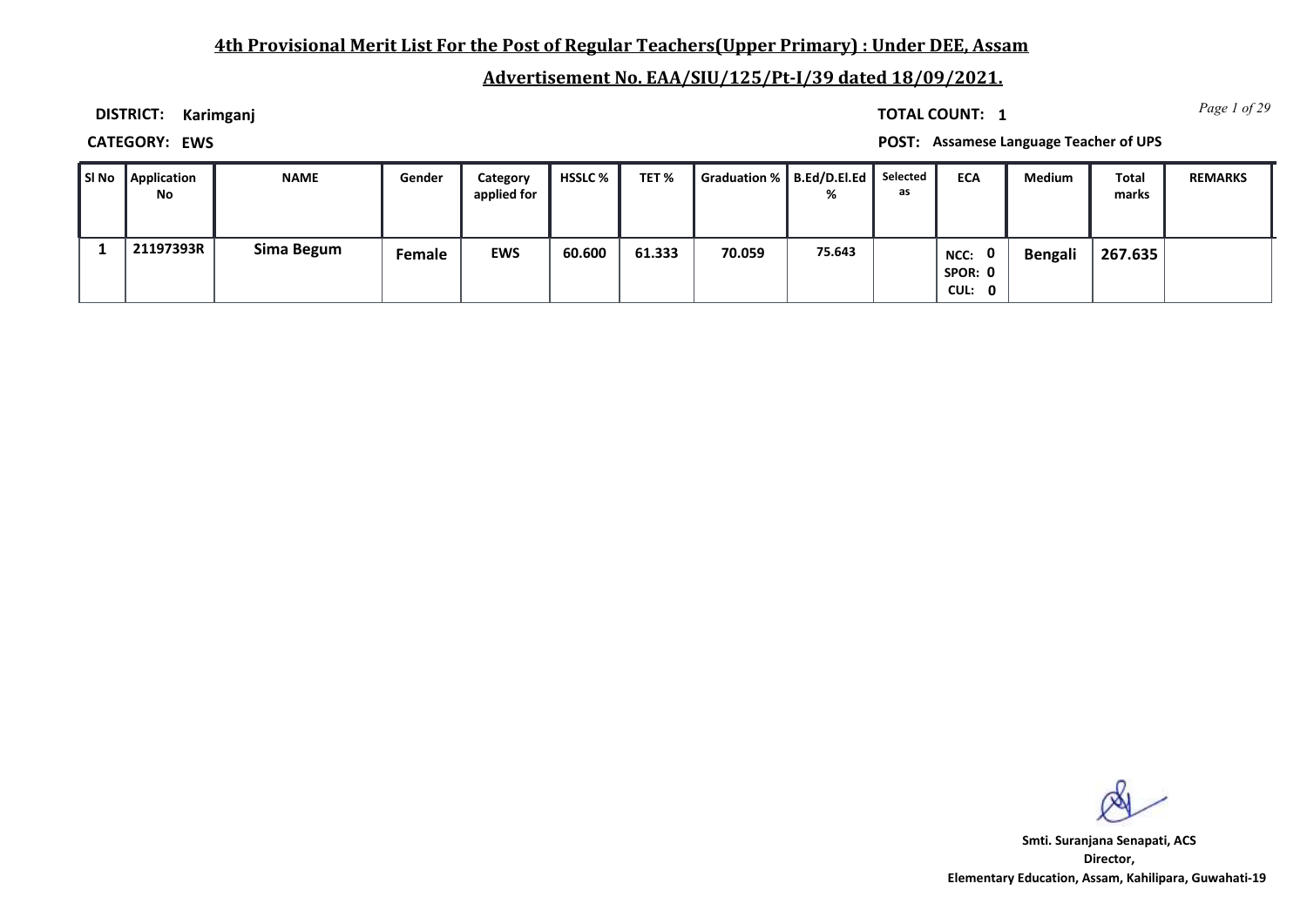## 4th Provisional Merit List For the Post of Regular Teachers(Upper Primary) : Under DEE, Assam

## Advertisement No. EAA/SIU/125/Pt-I/39 dated 18/09/2021.

**DISTRICT:** Karimganj

**TOTAL COUNT:** 1

**CATEGORY:** EWS

**POST:** Assamese Language Teacher of UPS

| Sl No | Application No | NAME | Gender | Category applied for | HSSLC % | TET % | Graduation % | B.Ed/D.El.Ed % | Selected as | ECA | Medium | Total marks | REMARKS |
|---|---|---|---|---|---|---|---|---|---|---|---|---|---|
| 1 | 21197393R | Sima Begum | Female | EWS | 60.600 | 61.333 | 70.059 | 75.643 | | NCC: 0 SPOR: 0 CUL: 0 | Bengali | 267.635 | |

Smti. Suranjana Senapati, ACS
Director,
Elementary Education, Assam, Kahilipara, Guwahati-19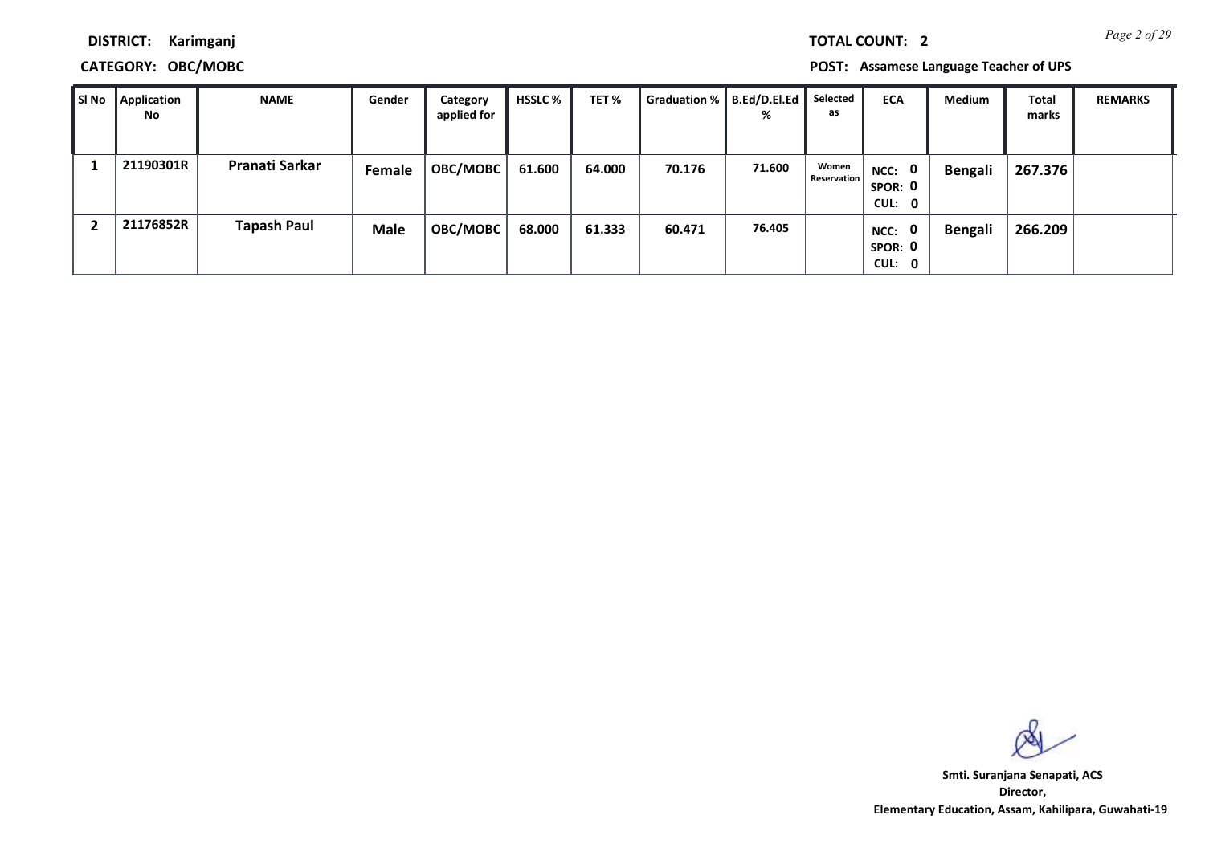**DISTRICT:** Karimganj

**TOTAL COUNT:** 2

**CATEGORY:** OBC/MOBC

**POST:** Assamese Language Teacher of UPS

| Sl No | Application No | NAME | Gender | Category applied for | HSSLC % | TET % | Graduation % | B.Ed/D.El.Ed % | Selected as | ECA | Medium | Total marks | REMARKS |
|---|---|---|---|---|---|---|---|---|---|---|---|---|---|
| 1 | 21190301R | Pranati Sarkar | Female | OBC/MOBC | 61.600 | 64.000 | 70.176 | 71.600 | Women Reservation | NCC: 0 SPOR: 0 CUL: 0 | Bengali | 267.376 | |
| 2 | 21176852R | Tapash Paul | Male | OBC/MOBC | 68.000 | 61.333 | 60.471 | 76.405 | | NCC: 0 SPOR: 0 CUL: 0 | Bengali | 266.209 | |

**Smti. Suranjana Senapati, ACS**
**Director,**
**Elementary Education, Assam, Kahilipara, Guwahati-19**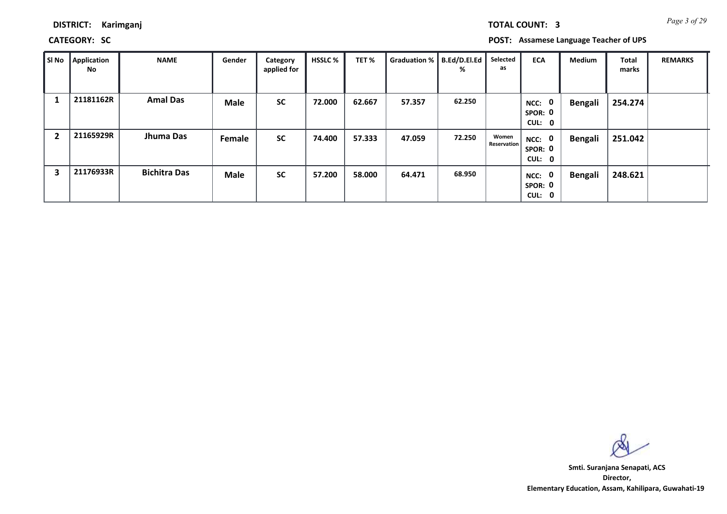**DISTRICT:** Karimganj

**TOTAL COUNT:** 3

**CATEGORY:** SC

**POST:** Assamese Language Teacher of UPS

| Sl No | Application No | NAME | Gender | Category applied for | HSSLC % | TET % | Graduation % | B.Ed/D.El.Ed % | Selected as | ECA | Medium | Total marks | REMARKS |
|---|---|---|---|---|---|---|---|---|---|---|---|---|---|
| 1 | 21181162R | Amal Das | Male | SC | 72.000 | 62.667 | 57.357 | 62.250 | | NCC: 0 SPOR: 0 CUL: 0 | Bengali | 254.274 | |
| 2 | 21165929R | Jhuma Das | Female | SC | 74.400 | 57.333 | 47.059 | 72.250 | Women Reservation | NCC: 0 SPOR: 0 CUL: 0 | Bengali | 251.042 | |
| 3 | 21176933R | Bichitra Das | Male | SC | 57.200 | 58.000 | 64.471 | 68.950 | | NCC: 0 SPOR: 0 CUL: 0 | Bengali | 248.621 | |

**Smti. Suranjana Senapati, ACS**
**Director,**
**Elementary Education, Assam, Kahilipara, Guwahati-19**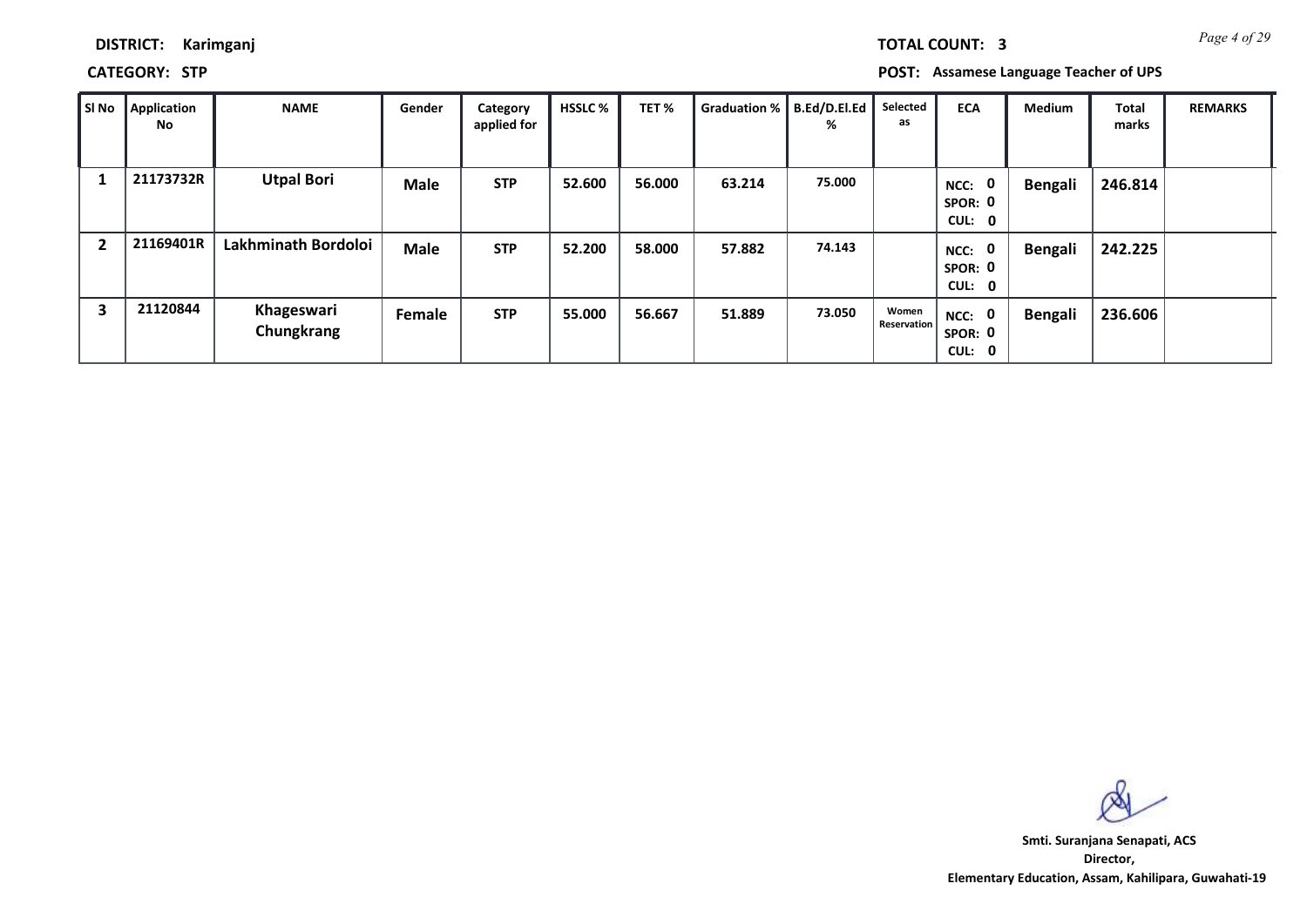**DISTRICT:** Karimganj

**TOTAL COUNT:** 3

**CATEGORY:** STP

**POST:** Assamese Language Teacher of UPS

| Sl No | Application No | NAME | Gender | Category applied for | HSSLC % | TET % | Graduation % | B.Ed/D.El.Ed % | Selected as | ECA | Medium | Total marks | REMARKS |
|---|---|---|---|---|---|---|---|---|---|---|---|---|---|
| 1 | 21173732R | Utpal Bori | Male | STP | 52.600 | 56.000 | 63.214 | 75.000 | | NCC: 0 SPOR: 0 CUL: 0 | Bengali | 246.814 | |
| 2 | 21169401R | Lakhminath Bordoloi | Male | STP | 52.200 | 58.000 | 57.882 | 74.143 | | NCC: 0 SPOR: 0 CUL: 0 | Bengali | 242.225 | |
| 3 | 21120844 | Khageswari Chungkrang | Female | STP | 55.000 | 56.667 | 51.889 | 73.050 | Women Reservation | NCC: 0 SPOR: 0 CUL: 0 | Bengali | 236.606 | |

Smti. Suranjana Senapati, ACS
Director,
Elementary Education, Assam, Kahilipara, Guwahati-19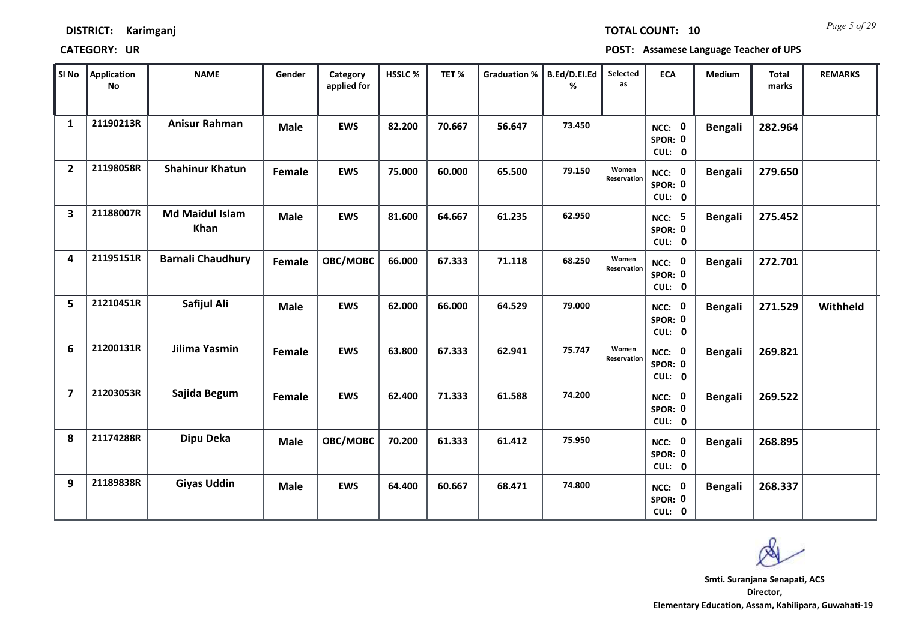**DISTRICT:** Karimganj

**TOTAL COUNT:** 10

**CATEGORY:** UR

**POST:** Assamese Language Teacher of UPS

| Sl No | Application No | NAME | Gender | Category applied for | HSSLC % | TET % | Graduation % | B.Ed/D.El.Ed % | Selected as | ECA | Medium | Total marks | REMARKS |
|---|---|---|---|---|---|---|---|---|---|---|---|---|---|
| 1 | 21190213R | Anisur Rahman | Male | EWS | 82.200 | 70.667 | 56.647 | 73.450 | | NCC: 0 SPOR: 0 CUL: 0 | Bengali | 282.964 | |
| 2 | 21198058R | Shahinur Khatun | Female | EWS | 75.000 | 60.000 | 65.500 | 79.150 | Women Reservation | NCC: 0 SPOR: 0 CUL: 0 | Bengali | 279.650 | |
| 3 | 21188007R | Md Maidul Islam Khan | Male | EWS | 81.600 | 64.667 | 61.235 | 62.950 | | NCC: 5 SPOR: 0 CUL: 0 | Bengali | 275.452 | |
| 4 | 21195151R | Barnali Chaudhury | Female | OBC/MOBC | 66.000 | 67.333 | 71.118 | 68.250 | Women Reservation | NCC: 0 SPOR: 0 CUL: 0 | Bengali | 272.701 | |
| 5 | 21210451R | Safijul Ali | Male | EWS | 62.000 | 66.000 | 64.529 | 79.000 | | NCC: 0 SPOR: 0 CUL: 0 | Bengali | 271.529 | Withheld |
| 6 | 21200131R | Jilima Yasmin | Female | EWS | 63.800 | 67.333 | 62.941 | 75.747 | Women Reservation | NCC: 0 SPOR: 0 CUL: 0 | Bengali | 269.821 | |
| 7 | 21203053R | Sajida Begum | Female | EWS | 62.400 | 71.333 | 61.588 | 74.200 | | NCC: 0 SPOR: 0 CUL: 0 | Bengali | 269.522 | |
| 8 | 21174288R | Dipu Deka | Male | OBC/MOBC | 70.200 | 61.333 | 61.412 | 75.950 | | NCC: 0 SPOR: 0 CUL: 0 | Bengali | 268.895 | |
| 9 | 21189838R | Giyas Uddin | Male | EWS | 64.400 | 60.667 | 68.471 | 74.800 | | NCC: 0 SPOR: 0 CUL: 0 | Bengali | 268.337 | |

Smti. Suranjana Senapati, ACS
Director,
Elementary Education, Assam, Kahilipara, Guwahati-19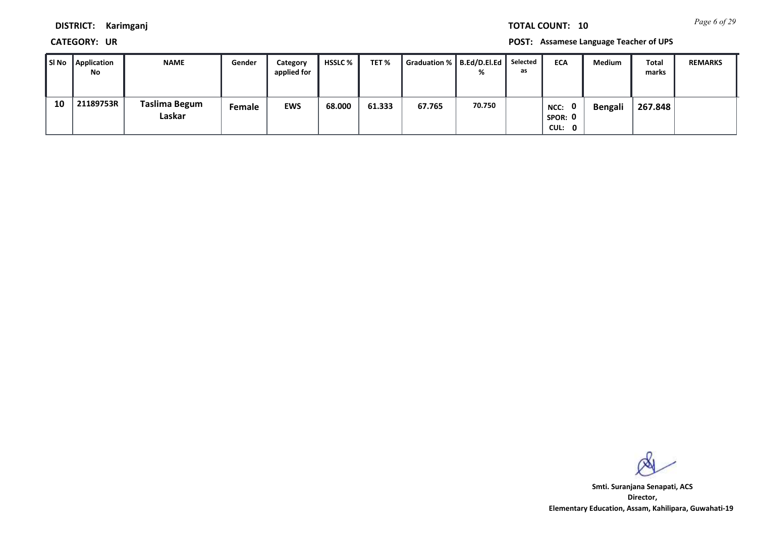**DISTRICT:** Karimganj

**TOTAL COUNT:** 10

**CATEGORY:** UR

**POST:** Assamese Language Teacher of UPS

| Sl No | Application No | NAME | Gender | Category applied for | HSSLC % | TET % | Graduation % | B.Ed/D.El.Ed % | Selected as | ECA | Medium | Total marks | REMARKS |
|---|---|---|---|---|---|---|---|---|---|---|---|---|---|
| 10 | 21189753R | Taslima Begum Laskar | Female | EWS | 68.000 | 61.333 | 67.765 | 70.750 | | NCC: 0 SPOR: 0 CUL: 0 | Bengali | 267.848 | |

Smti. Suranjana Senapati, ACS
Director,
Elementary Education, Assam, Kahilipara, Guwahati-19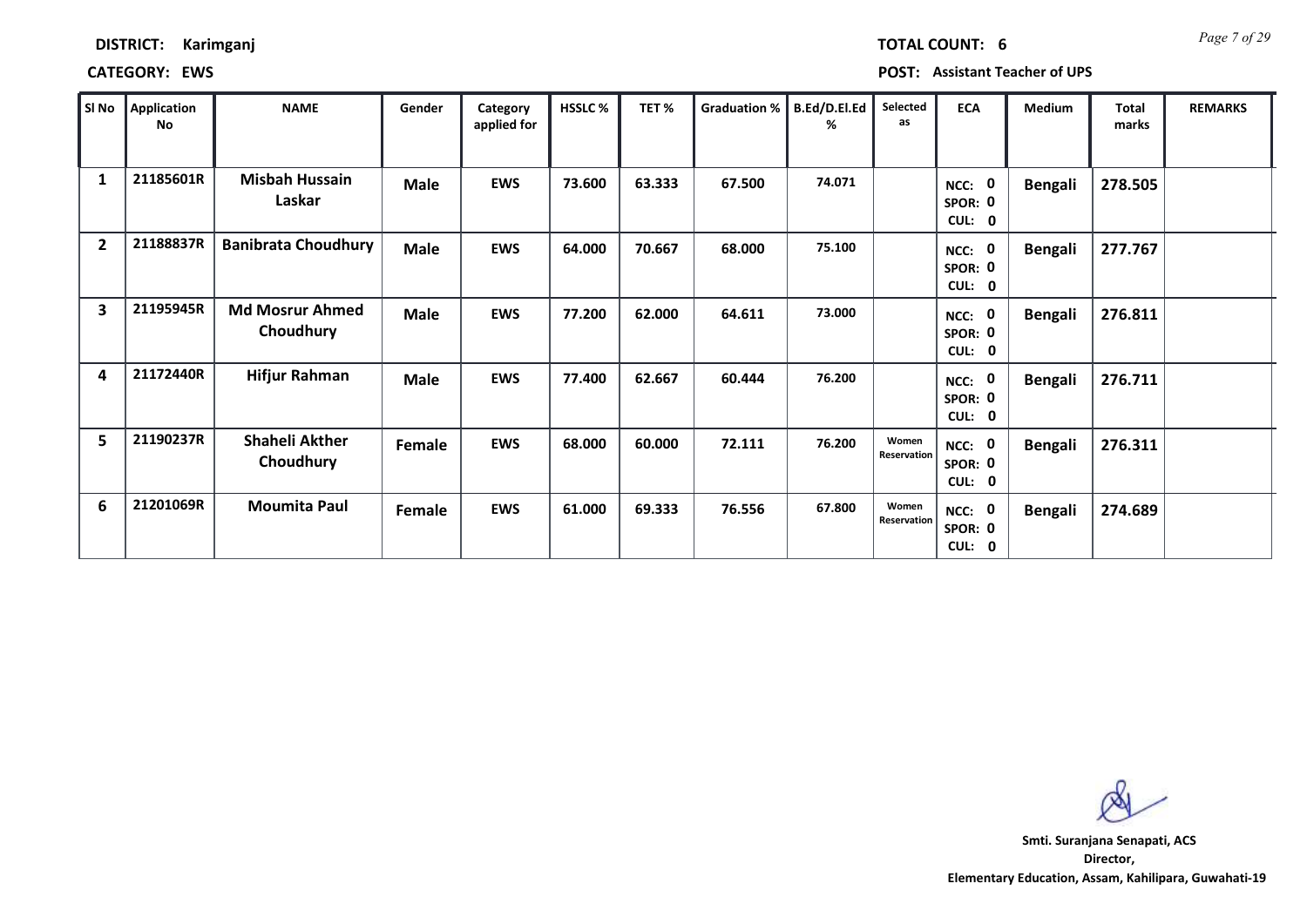**DISTRICT:** Karimganj

**TOTAL COUNT:** 6

**CATEGORY:** EWS

**POST:** Assistant Teacher of UPS

| Sl No | Application No | NAME | Gender | Category applied for | HSSLC % | TET % | Graduation % | B.Ed/D.El.Ed % | Selected as | ECA | Medium | Total marks | REMARKS |
|---|---|---|---|---|---|---|---|---|---|---|---|---|---|
| 1 | 21185601R | Misbah Hussain Laskar | Male | EWS | 73.600 | 63.333 | 67.500 | 74.071 | | NCC: 0 SPOR: 0 CUL: 0 | Bengali | 278.505 | |
| 2 | 21188837R | Banibrata Choudhury | Male | EWS | 64.000 | 70.667 | 68.000 | 75.100 | | NCC: 0 SPOR: 0 CUL: 0 | Bengali | 277.767 | |
| 3 | 21195945R | Md Mosrur Ahmed Choudhury | Male | EWS | 77.200 | 62.000 | 64.611 | 73.000 | | NCC: 0 SPOR: 0 CUL: 0 | Bengali | 276.811 | |
| 4 | 21172440R | Hifjur Rahman | Male | EWS | 77.400 | 62.667 | 60.444 | 76.200 | | NCC: 0 SPOR: 0 CUL: 0 | Bengali | 276.711 | |
| 5 | 21190237R | Shaheli Akther Choudhury | Female | EWS | 68.000 | 60.000 | 72.111 | 76.200 | Women Reservation | NCC: 0 SPOR: 0 CUL: 0 | Bengali | 276.311 | |
| 6 | 21201069R | Moumita Paul | Female | EWS | 61.000 | 69.333 | 76.556 | 67.800 | Women Reservation | NCC: 0 SPOR: 0 CUL: 0 | Bengali | 274.689 | |

Smti. Suranjana Senapati, ACS
Director,
Elementary Education, Assam, Kahilipara, Guwahati-19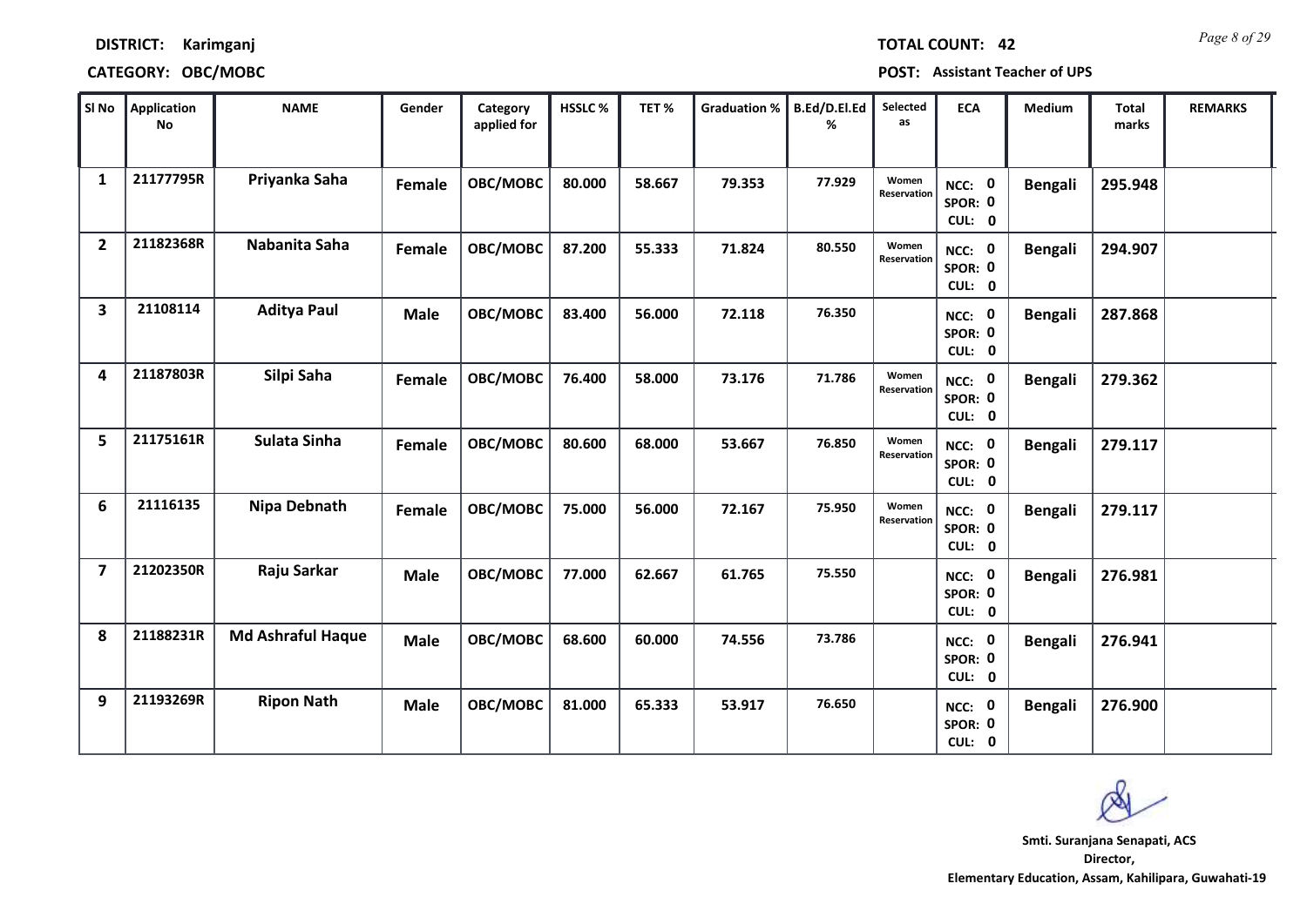**DISTRICT:** Karimganj

**TOTAL COUNT:** 42

**CATEGORY:** OBC/MOBC

**POST:** Assistant Teacher of UPS

| Sl No | Application No | NAME | Gender | Category applied for | HSSLC % | TET % | Graduation % | B.Ed/D.El.Ed % | Selected as | ECA | Medium | Total marks | REMARKS |
|---|---|---|---|---|---|---|---|---|---|---|---|---|---|
| 1 | 21177795R | Priyanka Saha | Female | OBC/MOBC | 80.000 | 58.667 | 79.353 | 77.929 | Women Reservation | NCC: 0 SPOR: 0 CUL: 0 | Bengali | 295.948 | |
| 2 | 21182368R | Nabanita Saha | Female | OBC/MOBC | 87.200 | 55.333 | 71.824 | 80.550 | Women Reservation | NCC: 0 SPOR: 0 CUL: 0 | Bengali | 294.907 | |
| 3 | 21108114 | Aditya Paul | Male | OBC/MOBC | 83.400 | 56.000 | 72.118 | 76.350 | | NCC: 0 SPOR: 0 CUL: 0 | Bengali | 287.868 | |
| 4 | 21187803R | Silpi Saha | Female | OBC/MOBC | 76.400 | 58.000 | 73.176 | 71.786 | Women Reservation | NCC: 0 SPOR: 0 CUL: 0 | Bengali | 279.362 | |
| 5 | 21175161R | Sulata Sinha | Female | OBC/MOBC | 80.600 | 68.000 | 53.667 | 76.850 | Women Reservation | NCC: 0 SPOR: 0 CUL: 0 | Bengali | 279.117 | |
| 6 | 21116135 | Nipa Debnath | Female | OBC/MOBC | 75.000 | 56.000 | 72.167 | 75.950 | Women Reservation | NCC: 0 SPOR: 0 CUL: 0 | Bengali | 279.117 | |
| 7 | 21202350R | Raju Sarkar | Male | OBC/MOBC | 77.000 | 62.667 | 61.765 | 75.550 | | NCC: 0 SPOR: 0 CUL: 0 | Bengali | 276.981 | |
| 8 | 21188231R | Md Ashraful Haque | Male | OBC/MOBC | 68.600 | 60.000 | 74.556 | 73.786 | | NCC: 0 SPOR: 0 CUL: 0 | Bengali | 276.941 | |
| 9 | 21193269R | Ripon Nath | Male | OBC/MOBC | 81.000 | 65.333 | 53.917 | 76.650 | | NCC: 0 SPOR: 0 CUL: 0 | Bengali | 276.900 | |

Smti. Suranjana Senapati, ACS
Director,
Elementary Education, Assam, Kahilipara, Guwahati-19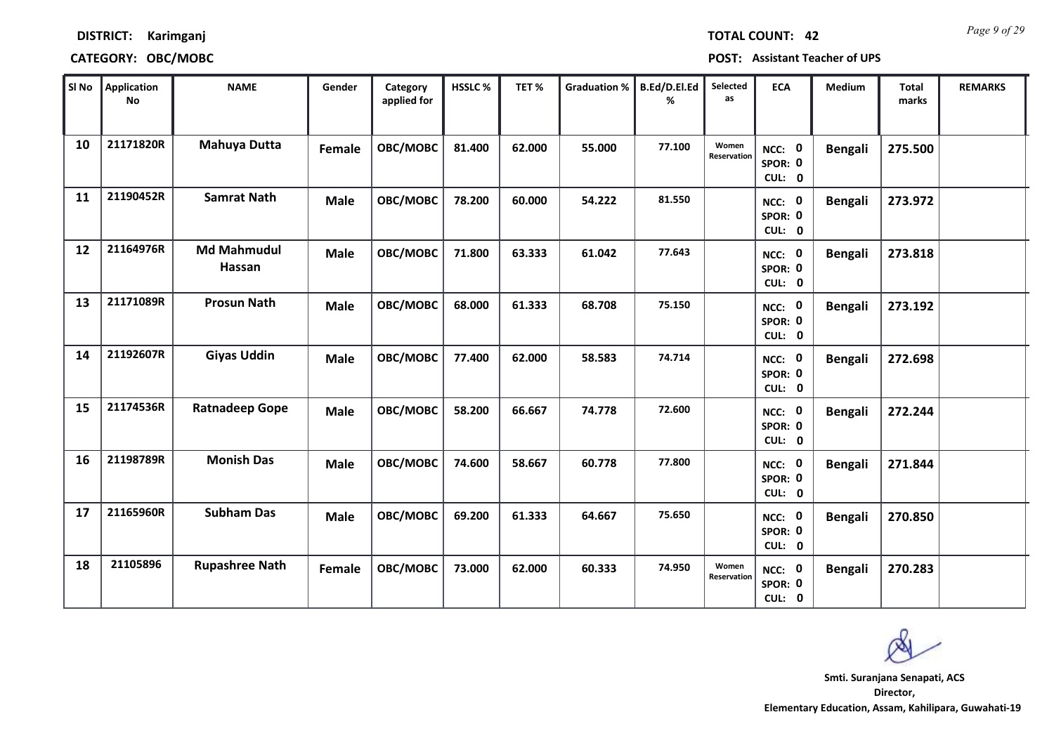**DISTRICT:** Karimganj

**TOTAL COUNT:** 42

**CATEGORY:** OBC/MOBC

**POST:** Assistant Teacher of UPS

| Sl No | Application No | NAME | Gender | Category applied for | HSSLC % | TET % | Graduation % | B.Ed/D.El.Ed % | Selected as | ECA | Medium | Total marks | REMARKS |
|---|---|---|---|---|---|---|---|---|---|---|---|---|---|
| 10 | 21171820R | Mahuya Dutta | Female | OBC/MOBC | 81.400 | 62.000 | 55.000 | 77.100 | Women Reservation | NCC: 0 SPOR: 0 CUL: 0 | Bengali | 275.500 | |
| 11 | 21190452R | Samrat Nath | Male | OBC/MOBC | 78.200 | 60.000 | 54.222 | 81.550 | | NCC: 0 SPOR: 0 CUL: 0 | Bengali | 273.972 | |
| 12 | 21164976R | Md Mahmudul Hassan | Male | OBC/MOBC | 71.800 | 63.333 | 61.042 | 77.643 | | NCC: 0 SPOR: 0 CUL: 0 | Bengali | 273.818 | |
| 13 | 21171089R | Prosun Nath | Male | OBC/MOBC | 68.000 | 61.333 | 68.708 | 75.150 | | NCC: 0 SPOR: 0 CUL: 0 | Bengali | 273.192 | |
| 14 | 21192607R | Giyas Uddin | Male | OBC/MOBC | 77.400 | 62.000 | 58.583 | 74.714 | | NCC: 0 SPOR: 0 CUL: 0 | Bengali | 272.698 | |
| 15 | 21174536R | Ratnadeep Gope | Male | OBC/MOBC | 58.200 | 66.667 | 74.778 | 72.600 | | NCC: 0 SPOR: 0 CUL: 0 | Bengali | 272.244 | |
| 16 | 21198789R | Monish Das | Male | OBC/MOBC | 74.600 | 58.667 | 60.778 | 77.800 | | NCC: 0 SPOR: 0 CUL: 0 | Bengali | 271.844 | |
| 17 | 21165960R | Subham Das | Male | OBC/MOBC | 69.200 | 61.333 | 64.667 | 75.650 | | NCC: 0 SPOR: 0 CUL: 0 | Bengali | 270.850 | |
| 18 | 21105896 | Rupashree Nath | Female | OBC/MOBC | 73.000 | 62.000 | 60.333 | 74.950 | Women Reservation | NCC: 0 SPOR: 0 CUL: 0 | Bengali | 270.283 | |

**Smti. Suranjana Senapati, ACS**
**Director,**
**Elementary Education, Assam, Kahilipara, Guwahati-19**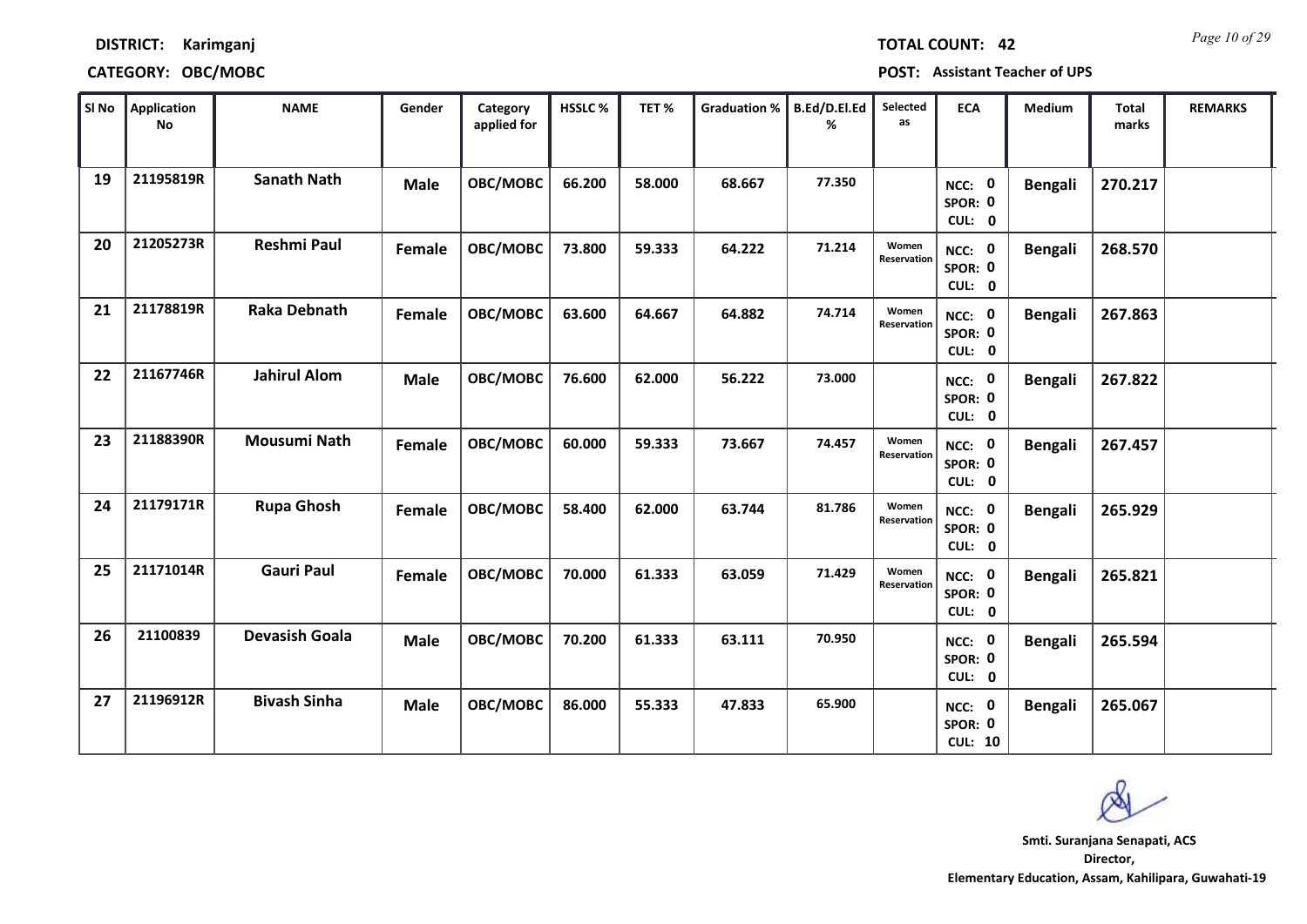**DISTRICT:** Karimganj **TOTAL COUNT:** 42

**CATEGORY:** OBC/MOBC **POST:** Assistant Teacher of UPS

| Sl No | Application No | NAME | Gender | Category applied for | HSSLC % | TET % | Graduation % | B.Ed/D.El.Ed % | Selected as | ECA | Medium | Total marks | REMARKS |
|---|---|---|---|---|---|---|---|---|---|---|---|---|---|
| 19 | 21195819R | Sanath Nath | Male | OBC/MOBC | 66.200 | 58.000 | 68.667 | 77.350 | | NCC: 0 SPOR: 0 CUL: 0 | Bengali | 270.217 | |
| 20 | 21205273R | Reshmi Paul | Female | OBC/MOBC | 73.800 | 59.333 | 64.222 | 71.214 | Women Reservation | NCC: 0 SPOR: 0 CUL: 0 | Bengali | 268.570 | |
| 21 | 21178819R | Raka Debnath | Female | OBC/MOBC | 63.600 | 64.667 | 64.882 | 74.714 | Women Reservation | NCC: 0 SPOR: 0 CUL: 0 | Bengali | 267.863 | |
| 22 | 21167746R | Jahirul Alom | Male | OBC/MOBC | 76.600 | 62.000 | 56.222 | 73.000 | | NCC: 0 SPOR: 0 CUL: 0 | Bengali | 267.822 | |
| 23 | 21188390R | Mousumi Nath | Female | OBC/MOBC | 60.000 | 59.333 | 73.667 | 74.457 | Women Reservation | NCC: 0 SPOR: 0 CUL: 0 | Bengali | 267.457 | |
| 24 | 21179171R | Rupa Ghosh | Female | OBC/MOBC | 58.400 | 62.000 | 63.744 | 81.786 | Women Reservation | NCC: 0 SPOR: 0 CUL: 0 | Bengali | 265.929 | |
| 25 | 21171014R | Gauri Paul | Female | OBC/MOBC | 70.000 | 61.333 | 63.059 | 71.429 | Women Reservation | NCC: 0 SPOR: 0 CUL: 0 | Bengali | 265.821 | |
| 26 | 21100839 | Devasish Goala | Male | OBC/MOBC | 70.200 | 61.333 | 63.111 | 70.950 | | NCC: 0 SPOR: 0 CUL: 0 | Bengali | 265.594 | |
| 27 | 21196912R | Bivash Sinha | Male | OBC/MOBC | 86.000 | 55.333 | 47.833 | 65.900 | | NCC: 0 SPOR: 0 CUL: 10 | Bengali | 265.067 | |

Smti. Suranjana Senapati, ACS
Director,
Elementary Education, Assam, Kahilipara, Guwahati-19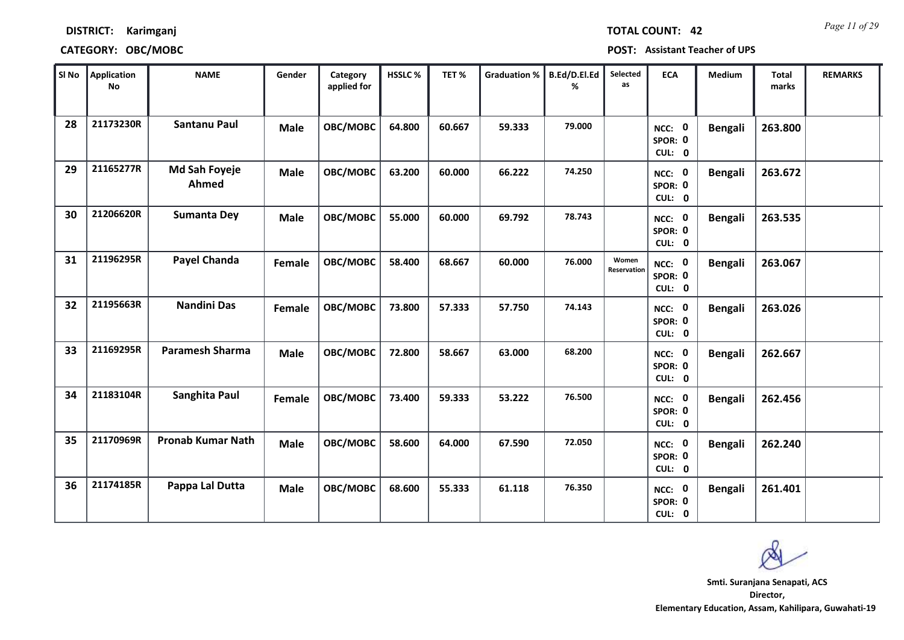**DISTRICT:** Karimganj

**CATEGORY:** OBC/MOBC

**TOTAL COUNT:** 42

**POST:** Assistant Teacher of UPS

| Sl No | Application No | NAME | Gender | Category applied for | HSSLC % | TET % | Graduation % | B.Ed/D.El.Ed % | Selected as | ECA | Medium | Total marks | REMARKS |
|---|---|---|---|---|---|---|---|---|---|---|---|---|---|
| 28 | 21173230R | Santanu Paul | Male | OBC/MOBC | 64.800 | 60.667 | 59.333 | 79.000 | | NCC: 0 SPOR: 0 CUL: 0 | Bengali | 263.800 | |
| 29 | 21165277R | Md Sah Foyeje Ahmed | Male | OBC/MOBC | 63.200 | 60.000 | 66.222 | 74.250 | | NCC: 0 SPOR: 0 CUL: 0 | Bengali | 263.672 | |
| 30 | 21206620R | Sumanta Dey | Male | OBC/MOBC | 55.000 | 60.000 | 69.792 | 78.743 | | NCC: 0 SPOR: 0 CUL: 0 | Bengali | 263.535 | |
| 31 | 21196295R | Payel Chanda | Female | OBC/MOBC | 58.400 | 68.667 | 60.000 | 76.000 | Women Reservation | NCC: 0 SPOR: 0 CUL: 0 | Bengali | 263.067 | |
| 32 | 21195663R | Nandini Das | Female | OBC/MOBC | 73.800 | 57.333 | 57.750 | 74.143 | | NCC: 0 SPOR: 0 CUL: 0 | Bengali | 263.026 | |
| 33 | 21169295R | Paramesh Sharma | Male | OBC/MOBC | 72.800 | 58.667 | 63.000 | 68.200 | | NCC: 0 SPOR: 0 CUL: 0 | Bengali | 262.667 | |
| 34 | 21183104R | Sanghita Paul | Female | OBC/MOBC | 73.400 | 59.333 | 53.222 | 76.500 | | NCC: 0 SPOR: 0 CUL: 0 | Bengali | 262.456 | |
| 35 | 21170969R | Pronab Kumar Nath | Male | OBC/MOBC | 58.600 | 64.000 | 67.590 | 72.050 | | NCC: 0 SPOR: 0 CUL: 0 | Bengali | 262.240 | |
| 36 | 21174185R | Pappa Lal Dutta | Male | OBC/MOBC | 68.600 | 55.333 | 61.118 | 76.350 | | NCC: 0 SPOR: 0 CUL: 0 | Bengali | 261.401 | |

**Smti. Suranjana Senapati, ACS**
**Director,**
**Elementary Education, Assam, Kahilipara, Guwahati-19**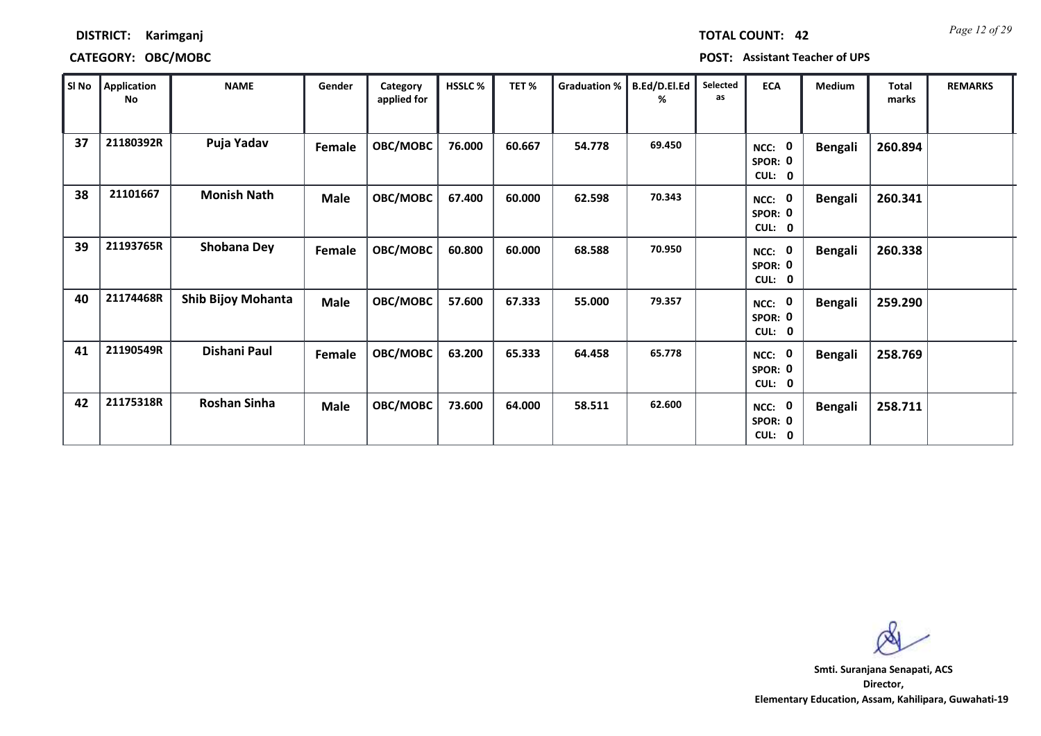**DISTRICT:** Karimganj

**TOTAL COUNT:** 42

**CATEGORY:** OBC/MOBC

**POST:** Assistant Teacher of UPS

| Sl No | Application No | NAME | Gender | Category applied for | HSSLC % | TET % | Graduation % | B.Ed/D.El.Ed % | Selected as | ECA | Medium | Total marks | REMARKS |
|---|---|---|---|---|---|---|---|---|---|---|---|---|---|
| 37 | 21180392R | Puja Yadav | Female | OBC/MOBC | 76.000 | 60.667 | 54.778 | 69.450 | | NCC: 0 SPOR: 0 CUL: 0 | Bengali | 260.894 | |
| 38 | 21101667 | Monish Nath | Male | OBC/MOBC | 67.400 | 60.000 | 62.598 | 70.343 | | NCC: 0 SPOR: 0 CUL: 0 | Bengali | 260.341 | |
| 39 | 21193765R | Shobana Dey | Female | OBC/MOBC | 60.800 | 60.000 | 68.588 | 70.950 | | NCC: 0 SPOR: 0 CUL: 0 | Bengali | 260.338 | |
| 40 | 21174468R | Shib Bijoy Mohanta | Male | OBC/MOBC | 57.600 | 67.333 | 55.000 | 79.357 | | NCC: 0 SPOR: 0 CUL: 0 | Bengali | 259.290 | |
| 41 | 21190549R | Dishani Paul | Female | OBC/MOBC | 63.200 | 65.333 | 64.458 | 65.778 | | NCC: 0 SPOR: 0 CUL: 0 | Bengali | 258.769 | |
| 42 | 21175318R | Roshan Sinha | Male | OBC/MOBC | 73.600 | 64.000 | 58.511 | 62.600 | | NCC: 0 SPOR: 0 CUL: 0 | Bengali | 258.711 | |

**Smti. Suranjana Senapati, ACS**
**Director,**
**Elementary Education, Assam, Kahilipara, Guwahati-19**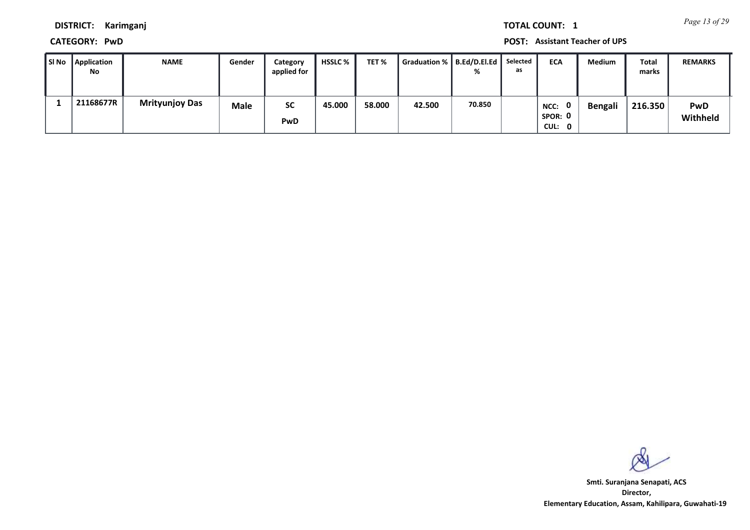**DISTRICT:** Karimganj

**TOTAL COUNT:** 1

**CATEGORY:** PwD

**POST:** Assistant Teacher of UPS

| Sl No | Application No | NAME | Gender | Category applied for | HSSLC % | TET % | Graduation % | B.Ed/D.El.Ed % | Selected as | ECA | Medium | Total marks | REMARKS |
|---|---|---|---|---|---|---|---|---|---|---|---|---|---|
| 1 | 21168677R | Mrityunjoy Das | Male | SC PwD | 45.000 | 58.000 | 42.500 | 70.850 | | NCC: 0 SPOR: 0 CUL: 0 | Bengali | 216.350 | PwD Withheld |

Smt. Suranjana Senapati, ACS
Director,
Elementary Education, Assam, Kahilipara, Guwahati-19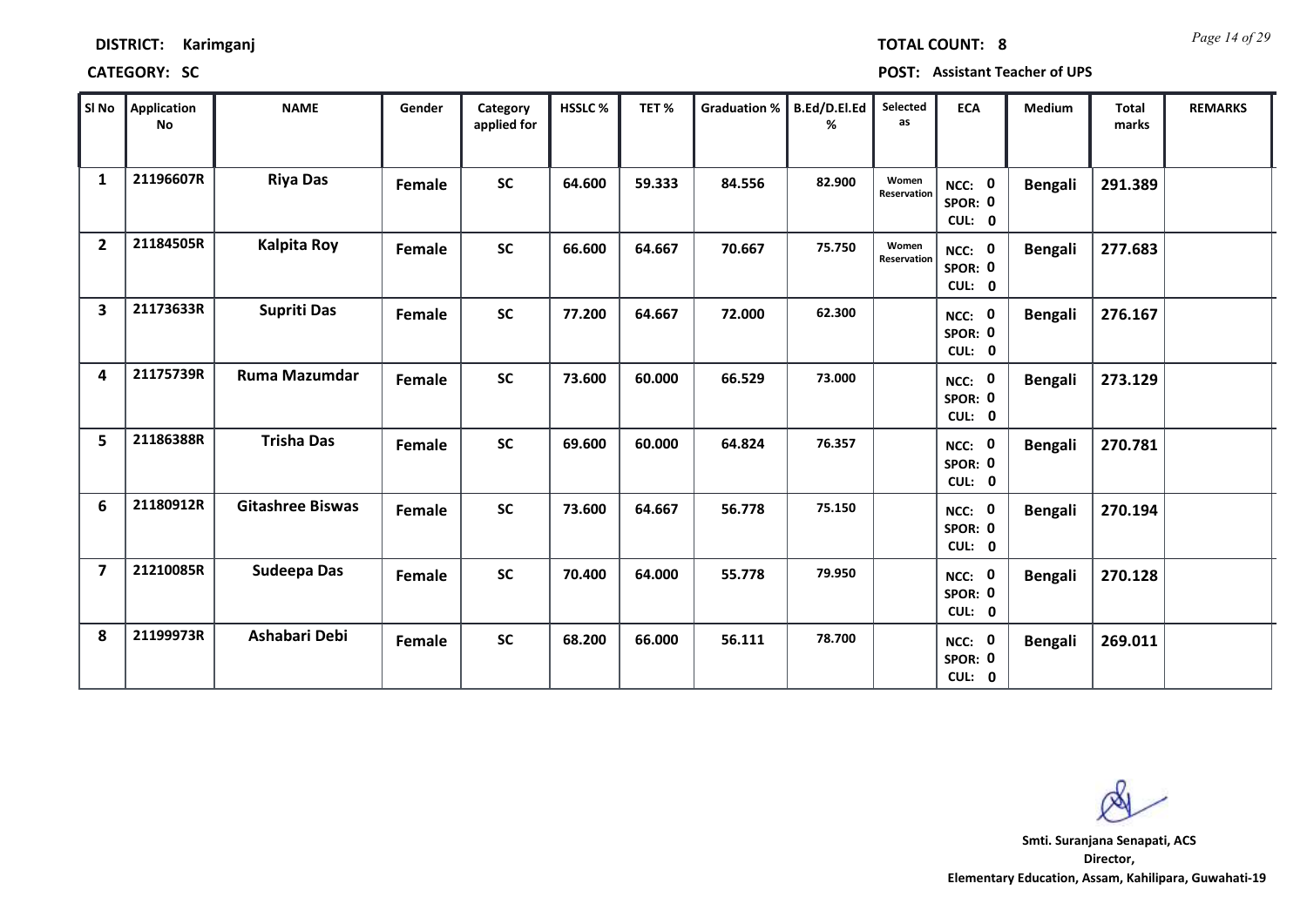**DISTRICT:** Karimganj

**TOTAL COUNT:** 8

**CATEGORY:** SC

**POST:** Assistant Teacher of UPS

| Sl No | Application No | NAME | Gender | Category applied for | HSSLC % | TET % | Graduation % | B.Ed/D.El.Ed % | Selected as | ECA | Medium | Total marks | REMARKS |
|---|---|---|---|---|---|---|---|---|---|---|---|---|---|
| 1 | 21196607R | Riya Das | Female | SC | 64.600 | 59.333 | 84.556 | 82.900 | Women Reservation | NCC: 0 SPOR: 0 CUL: 0 | Bengali | 291.389 | |
| 2 | 21184505R | Kalpita Roy | Female | SC | 66.600 | 64.667 | 70.667 | 75.750 | Women Reservation | NCC: 0 SPOR: 0 CUL: 0 | Bengali | 277.683 | |
| 3 | 21173633R | Supriti Das | Female | SC | 77.200 | 64.667 | 72.000 | 62.300 | | NCC: 0 SPOR: 0 CUL: 0 | Bengali | 276.167 | |
| 4 | 21175739R | Ruma Mazumdar | Female | SC | 73.600 | 60.000 | 66.529 | 73.000 | | NCC: 0 SPOR: 0 CUL: 0 | Bengali | 273.129 | |
| 5 | 21186388R | Trisha Das | Female | SC | 69.600 | 60.000 | 64.824 | 76.357 | | NCC: 0 SPOR: 0 CUL: 0 | Bengali | 270.781 | |
| 6 | 21180912R | Gitashree Biswas | Female | SC | 73.600 | 64.667 | 56.778 | 75.150 | | NCC: 0 SPOR: 0 CUL: 0 | Bengali | 270.194 | |
| 7 | 21210085R | Sudeepa Das | Female | SC | 70.400 | 64.000 | 55.778 | 79.950 | | NCC: 0 SPOR: 0 CUL: 0 | Bengali | 270.128 | |
| 8 | 21199973R | Ashabari Debi | Female | SC | 68.200 | 66.000 | 56.111 | 78.700 | | NCC: 0 SPOR: 0 CUL: 0 | Bengali | 269.011 | |

**Smt. Suranjana Senapati, ACS**
**Director,**
**Elementary Education, Assam, Kahilipara, Guwahati-19**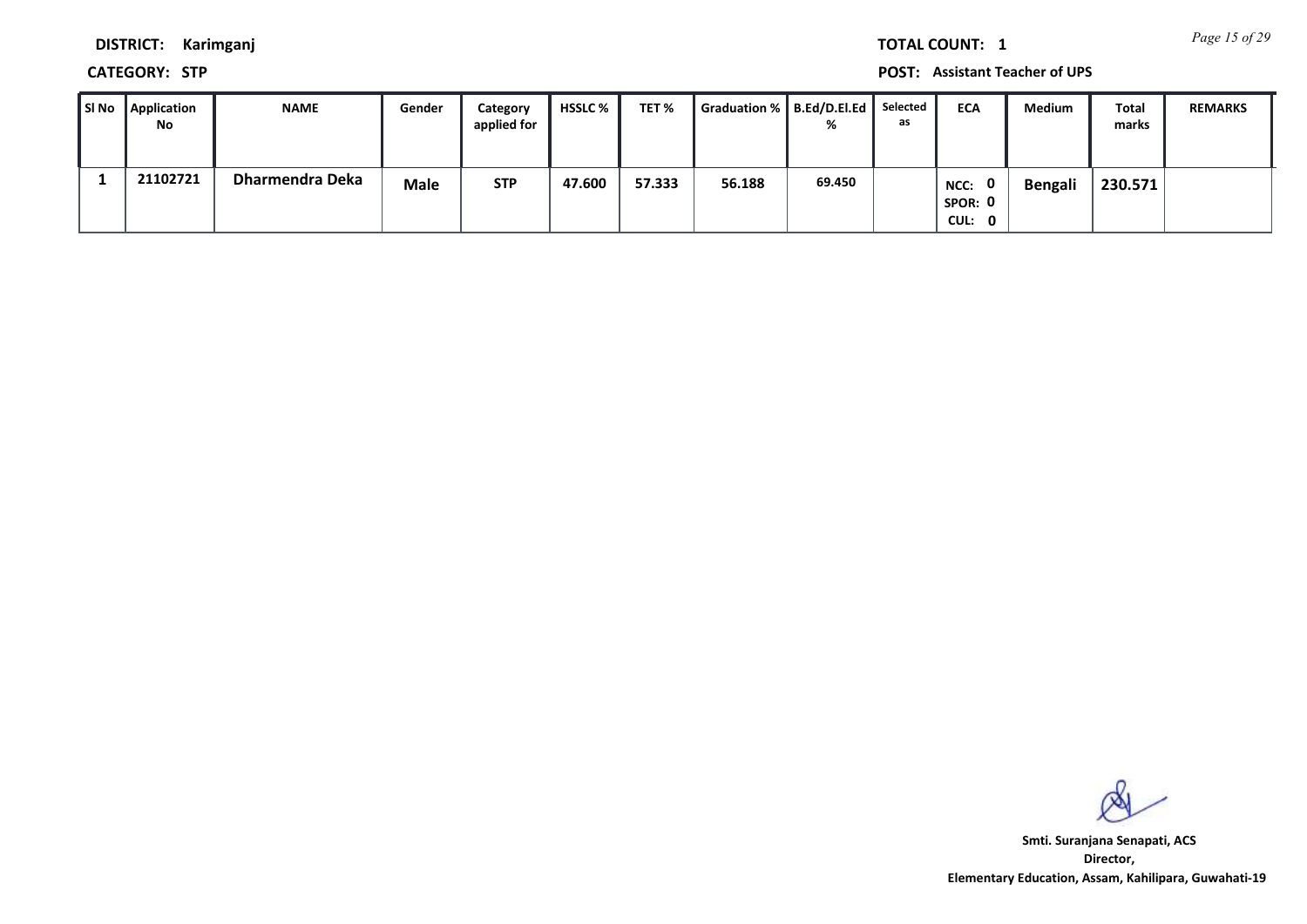**DISTRICT:** Karimganj

**TOTAL COUNT:** 1

**CATEGORY:** STP

**POST:** Assistant Teacher of UPS

| Sl No | Application No | NAME | Gender | Category applied for | HSSLC % | TET % | Graduation % | B.Ed/D.El.Ed % | Selected as | ECA | Medium | Total marks | REMARKS |
|---|---|---|---|---|---|---|---|---|---|---|---|---|---|
| 1 | 21102721 | Dharmendra Deka | Male | STP | 47.600 | 57.333 | 56.188 | 69.450 | | NCC: 0 SPOR: 0 CUL: 0 | Bengali | 230.571 | |

**Smti. Suranjana Senapati, ACS**
**Director,**
**Elementary Education, Assam, Kahilipara, Guwahati-19**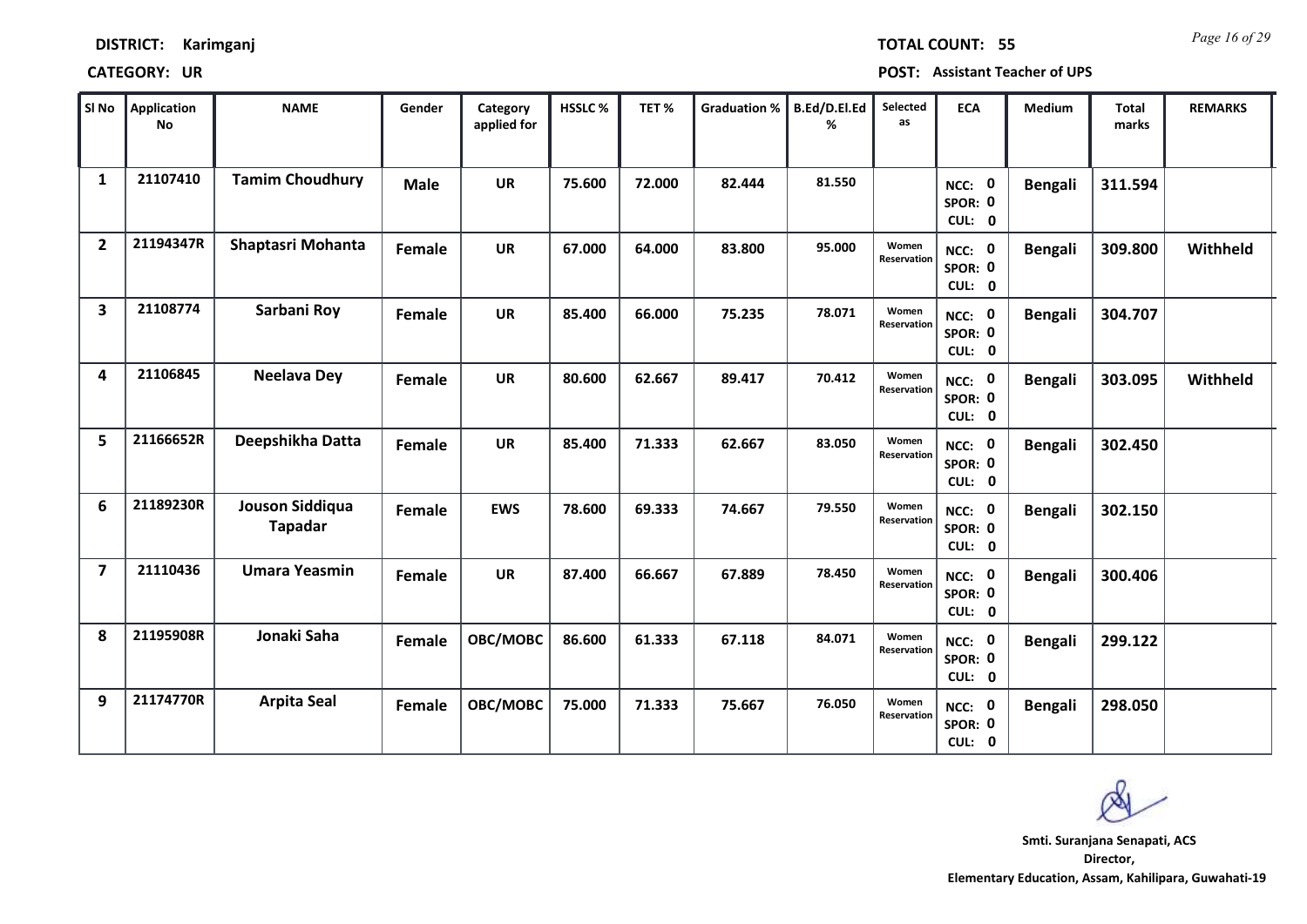**DISTRICT:** Karimganj

**TOTAL COUNT:** 55

**CATEGORY:** UR

**POST:** Assistant Teacher of UPS

| Sl No | Application No | NAME | Gender | Category applied for | HSSLC % | TET % | Graduation % | B.Ed/D.El.Ed % | Selected as | ECA | Medium | Total marks | REMARKS |
|---|---|---|---|---|---|---|---|---|---|---|---|---|---|
| 1 | 21107410 | Tamim Choudhury | Male | UR | 75.600 | 72.000 | 82.444 | 81.550 | | NCC: 0 SPOR: 0 CUL: 0 | Bengali | 311.594 | |
| 2 | 21194347R | Shaptasri Mohanta | Female | UR | 67.000 | 64.000 | 83.800 | 95.000 | Women Reservation | NCC: 0 SPOR: 0 CUL: 0 | Bengali | 309.800 | Withheld |
| 3 | 21108774 | Sarbani Roy | Female | UR | 85.400 | 66.000 | 75.235 | 78.071 | Women Reservation | NCC: 0 SPOR: 0 CUL: 0 | Bengali | 304.707 | |
| 4 | 21106845 | Neelava Dey | Female | UR | 80.600 | 62.667 | 89.417 | 70.412 | Women Reservation | NCC: 0 SPOR: 0 CUL: 0 | Bengali | 303.095 | Withheld |
| 5 | 21166652R | Deepshikha Datta | Female | UR | 85.400 | 71.333 | 62.667 | 83.050 | Women Reservation | NCC: 0 SPOR: 0 CUL: 0 | Bengali | 302.450 | |
| 6 | 21189230R | Jouson Siddiqua Tapadar | Female | EWS | 78.600 | 69.333 | 74.667 | 79.550 | Women Reservation | NCC: 0 SPOR: 0 CUL: 0 | Bengali | 302.150 | |
| 7 | 21110436 | Umara Yeasmin | Female | UR | 87.400 | 66.667 | 67.889 | 78.450 | Women Reservation | NCC: 0 SPOR: 0 CUL: 0 | Bengali | 300.406 | |
| 8 | 21195908R | Jonaki Saha | Female | OBC/MOBC | 86.600 | 61.333 | 67.118 | 84.071 | Women Reservation | NCC: 0 SPOR: 0 CUL: 0 | Bengali | 299.122 | |
| 9 | 21174770R | Arpita Seal | Female | OBC/MOBC | 75.000 | 71.333 | 75.667 | 76.050 | Women Reservation | NCC: 0 SPOR: 0 CUL: 0 | Bengali | 298.050 | |

Smti. Suranjana Senapati, ACS
Director,
Elementary Education, Assam, Kahilipara, Guwahati-19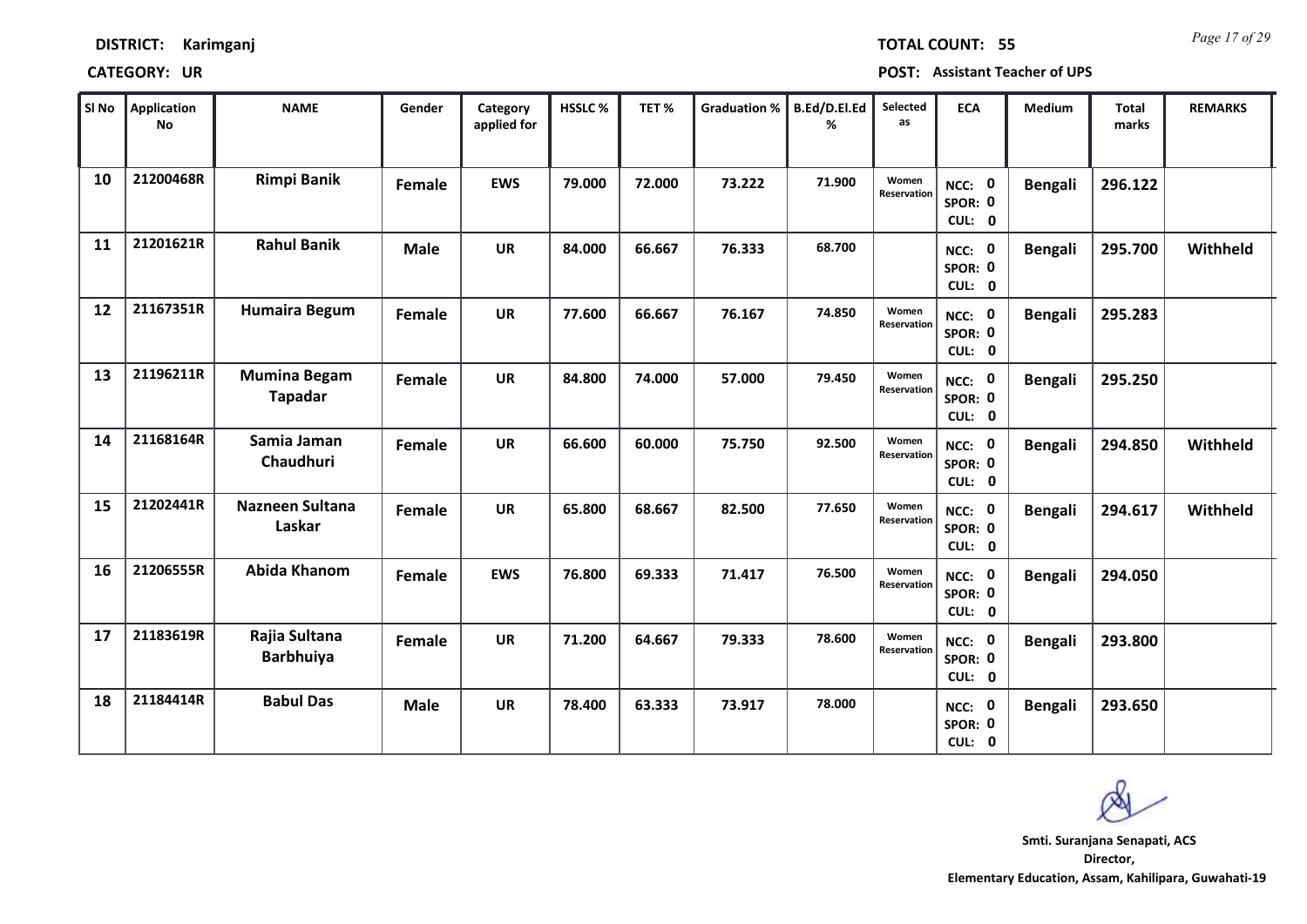**DISTRICT:** Karimganj **TOTAL COUNT:** 55

**CATEGORY:** UR **POST:** Assistant Teacher of UPS

| Sl No | Application No | NAME | Gender | Category applied for | HSSLC % | TET % | Graduation % | B.Ed/D.El.Ed % | Selected as | ECA | Medium | Total marks | REMARKS |
|---|---|---|---|---|---|---|---|---|---|---|---|---|---|
| 10 | 21200468R | Rimpi Banik | Female | EWS | 79.000 | 72.000 | 73.222 | 71.900 | Women Reservation | NCC: 0 SPOR: 0 CUL: 0 | Bengali | 296.122 | |
| 11 | 21201621R | Rahul Banik | Male | UR | 84.000 | 66.667 | 76.333 | 68.700 | | NCC: 0 SPOR: 0 CUL: 0 | Bengali | 295.700 | Withheld |
| 12 | 21167351R | Humaira Begum | Female | UR | 77.600 | 66.667 | 76.167 | 74.850 | Women Reservation | NCC: 0 SPOR: 0 CUL: 0 | Bengali | 295.283 | |
| 13 | 21196211R | Mumina Begam Tapadar | Female | UR | 84.800 | 74.000 | 57.000 | 79.450 | Women Reservation | NCC: 0 SPOR: 0 CUL: 0 | Bengali | 295.250 | |
| 14 | 21168164R | Samia Jaman Chaudhuri | Female | UR | 66.600 | 60.000 | 75.750 | 92.500 | Women Reservation | NCC: 0 SPOR: 0 CUL: 0 | Bengali | 294.850 | Withheld |
| 15 | 21202441R | Nazneen Sultana Laskar | Female | UR | 65.800 | 68.667 | 82.500 | 77.650 | Women Reservation | NCC: 0 SPOR: 0 CUL: 0 | Bengali | 294.617 | Withheld |
| 16 | 21206555R | Abida Khanom | Female | EWS | 76.800 | 69.333 | 71.417 | 76.500 | Women Reservation | NCC: 0 SPOR: 0 CUL: 0 | Bengali | 294.050 | |
| 17 | 21183619R | Rajia Sultana Barbhuiya | Female | UR | 71.200 | 64.667 | 79.333 | 78.600 | Women Reservation | NCC: 0 SPOR: 0 CUL: 0 | Bengali | 293.800 | |
| 18 | 21184414R | Babul Das | Male | UR | 78.400 | 63.333 | 73.917 | 78.000 | | NCC: 0 SPOR: 0 CUL: 0 | Bengali | 293.650 | |

**Smti. Suranjana Senapati, ACS**
**Director,**
**Elementary Education, Assam, Kahilipara, Guwahati-19**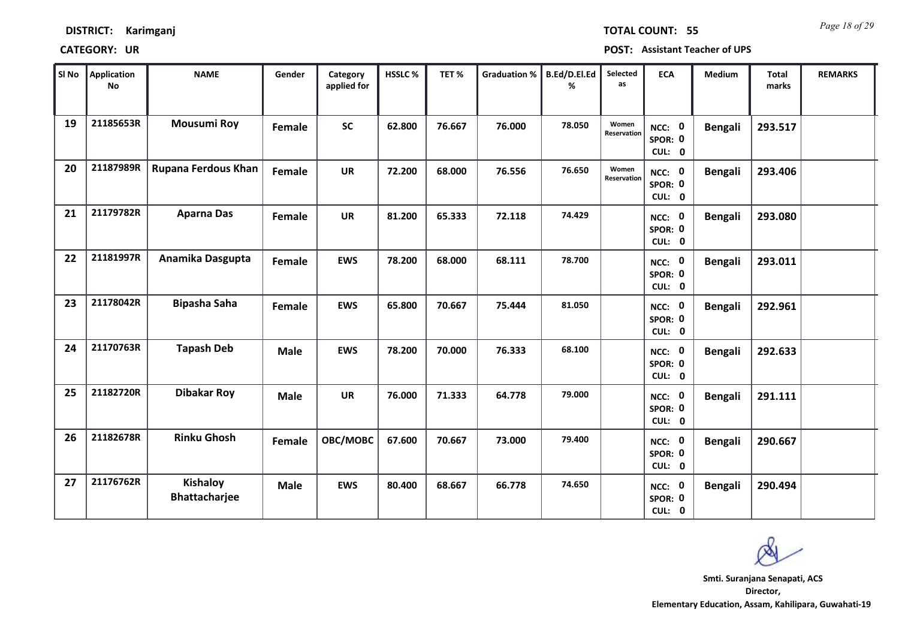**DISTRICT: Karimganj**

**TOTAL COUNT: 55**

**CATEGORY: UR**

**POST: Assistant Teacher of UPS**

| Sl No | Application No | NAME | Gender | Category applied for | HSSLC % | TET % | Graduation % | B.Ed/D.El.Ed % | Selected as | ECA | Medium | Total marks | REMARKS |
|---|---|---|---|---|---|---|---|---|---|---|---|---|---|
| 19 | 21185653R | Mousumi Roy | Female | SC | 62.800 | 76.667 | 76.000 | 78.050 | Women Reservation | NCC: 0 SPOR: 0 CUL: 0 | Bengali | 293.517 | |
| 20 | 21187989R | Rupana Ferdous Khan | Female | UR | 72.200 | 68.000 | 76.556 | 76.650 | Women Reservation | NCC: 0 SPOR: 0 CUL: 0 | Bengali | 293.406 | |
| 21 | 21179782R | Aparna Das | Female | UR | 81.200 | 65.333 | 72.118 | 74.429 | | NCC: 0 SPOR: 0 CUL: 0 | Bengali | 293.080 | |
| 22 | 21181997R | Anamika Dasgupta | Female | EWS | 78.200 | 68.000 | 68.111 | 78.700 | | NCC: 0 SPOR: 0 CUL: 0 | Bengali | 293.011 | |
| 23 | 21178042R | Bipasha Saha | Female | EWS | 65.800 | 70.667 | 75.444 | 81.050 | | NCC: 0 SPOR: 0 CUL: 0 | Bengali | 292.961 | |
| 24 | 21170763R | Tapash Deb | Male | EWS | 78.200 | 70.000 | 76.333 | 68.100 | | NCC: 0 SPOR: 0 CUL: 0 | Bengali | 292.633 | |
| 25 | 21182720R | Dibakar Roy | Male | UR | 76.000 | 71.333 | 64.778 | 79.000 | | NCC: 0 SPOR: 0 CUL: 0 | Bengali | 291.111 | |
| 26 | 21182678R | Rinku Ghosh | Female | OBC/MOBC | 67.600 | 70.667 | 73.000 | 79.400 | | NCC: 0 SPOR: 0 CUL: 0 | Bengali | 290.667 | |
| 27 | 21176762R | Kishaloy Bhattacharjee | Male | EWS | 80.400 | 68.667 | 66.778 | 74.650 | | NCC: 0 SPOR: 0 CUL: 0 | Bengali | 290.494 | |

**Smt. Suranjana Senapati, ACS**
**Director,**
**Elementary Education, Assam, Kahilipara, Guwahati-19**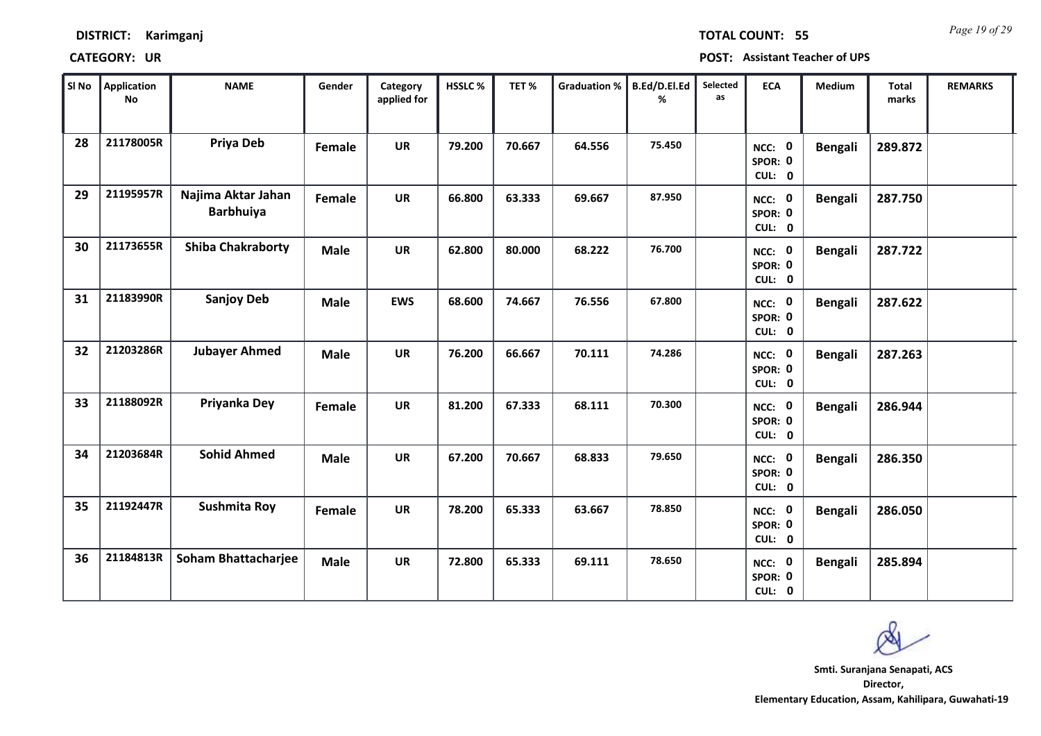**DISTRICT:** Karimganj

**TOTAL COUNT:** 55

**CATEGORY:** UR

**POST:** Assistant Teacher of UPS

| Sl No | Application No | NAME | Gender | Category applied for | HSSLC % | TET % | Graduation % | B.Ed/D.El.Ed % | Selected as | ECA | Medium | Total marks | REMARKS |
|---|---|---|---|---|---|---|---|---|---|---|---|---|---|
| 28 | 21178005R | Priya Deb | Female | UR | 79.200 | 70.667 | 64.556 | 75.450 | | NCC: 0 SPOR: 0 CUL: 0 | Bengali | 289.872 | |
| 29 | 21195957R | Najima Aktar Jahan Barbhuiya | Female | UR | 66.800 | 63.333 | 69.667 | 87.950 | | NCC: 0 SPOR: 0 CUL: 0 | Bengali | 287.750 | |
| 30 | 21173655R | Shiba Chakraborty | Male | UR | 62.800 | 80.000 | 68.222 | 76.700 | | NCC: 0 SPOR: 0 CUL: 0 | Bengali | 287.722 | |
| 31 | 21183990R | Sanjoy Deb | Male | EWS | 68.600 | 74.667 | 76.556 | 67.800 | | NCC: 0 SPOR: 0 CUL: 0 | Bengali | 287.622 | |
| 32 | 21203286R | Jubayer Ahmed | Male | UR | 76.200 | 66.667 | 70.111 | 74.286 | | NCC: 0 SPOR: 0 CUL: 0 | Bengali | 287.263 | |
| 33 | 21188092R | Priyanka Dey | Female | UR | 81.200 | 67.333 | 68.111 | 70.300 | | NCC: 0 SPOR: 0 CUL: 0 | Bengali | 286.944 | |
| 34 | 21203684R | Sohid Ahmed | Male | UR | 67.200 | 70.667 | 68.833 | 79.650 | | NCC: 0 SPOR: 0 CUL: 0 | Bengali | 286.350 | |
| 35 | 21192447R | Sushmita Roy | Female | UR | 78.200 | 65.333 | 63.667 | 78.850 | | NCC: 0 SPOR: 0 CUL: 0 | Bengali | 286.050 | |
| 36 | 21184813R | Soham Bhattacharjee | Male | UR | 72.800 | 65.333 | 69.111 | 78.650 | | NCC: 0 SPOR: 0 CUL: 0 | Bengali | 285.894 | |

**Smti. Suranjana Senapati, ACS**
**Director,**
**Elementary Education, Assam, Kahilipara, Guwahati-19**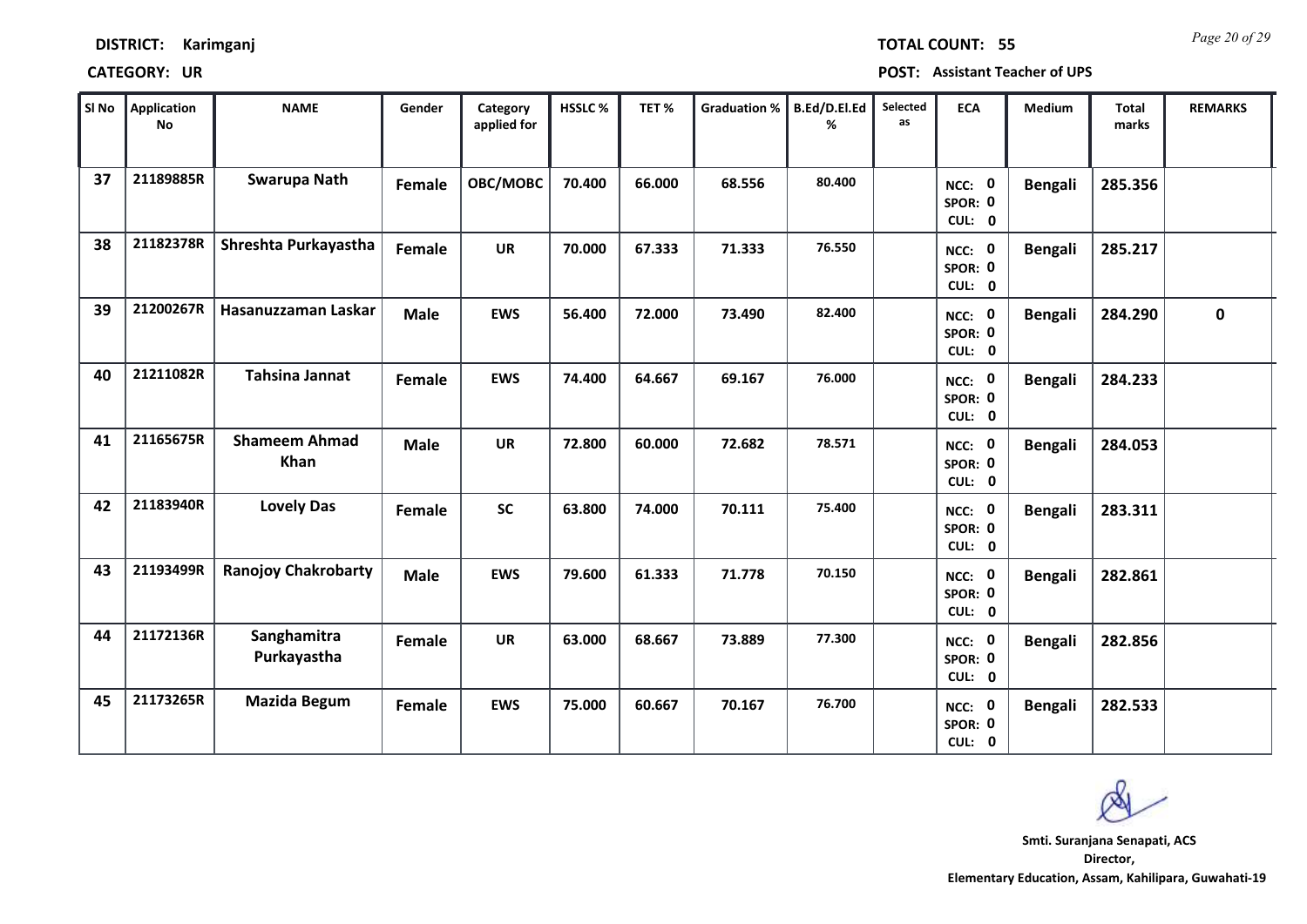**DISTRICT: Karimganj** **TOTAL COUNT: 55**

**CATEGORY: UR** **POST: Assistant Teacher of UPS**

| Sl No | Application No | NAME | Gender | Category applied for | HSSLC % | TET % | Graduation % | B.Ed/D.El.Ed % | Selected as | ECA | Medium | Total marks | REMARKS |
|---|---|---|---|---|---|---|---|---|---|---|---|---|---|
| 37 | 21189885R | Swarupa Nath | Female | OBC/MOBC | 70.400 | 66.000 | 68.556 | 80.400 | | NCC: 0 SPOR: 0 CUL: 0 | Bengali | 285.356 | |
| 38 | 21182378R | Shreshta Purkayastha | Female | UR | 70.000 | 67.333 | 71.333 | 76.550 | | NCC: 0 SPOR: 0 CUL: 0 | Bengali | 285.217 | |
| 39 | 21200267R | Hasanuzzaman Laskar | Male | EWS | 56.400 | 72.000 | 73.490 | 82.400 | | NCC: 0 SPOR: 0 CUL: 0 | Bengali | 284.290 | 0 |
| 40 | 21211082R | Tahsina Jannat | Female | EWS | 74.400 | 64.667 | 69.167 | 76.000 | | NCC: 0 SPOR: 0 CUL: 0 | Bengali | 284.233 | |
| 41 | 21165675R | Shameem Ahmad Khan | Male | UR | 72.800 | 60.000 | 72.682 | 78.571 | | NCC: 0 SPOR: 0 CUL: 0 | Bengali | 284.053 | |
| 42 | 21183940R | Lovely Das | Female | SC | 63.800 | 74.000 | 70.111 | 75.400 | | NCC: 0 SPOR: 0 CUL: 0 | Bengali | 283.311 | |
| 43 | 21193499R | Ranojoy Chakrobarty | Male | EWS | 79.600 | 61.333 | 71.778 | 70.150 | | NCC: 0 SPOR: 0 CUL: 0 | Bengali | 282.861 | |
| 44 | 21172136R | Sanghamitra Purkayastha | Female | UR | 63.000 | 68.667 | 73.889 | 77.300 | | NCC: 0 SPOR: 0 CUL: 0 | Bengali | 282.856 | |
| 45 | 21173265R | Mazida Begum | Female | EWS | 75.000 | 60.667 | 70.167 | 76.700 | | NCC: 0 SPOR: 0 CUL: 0 | Bengali | 282.533 | |

**Smti. Suranjana Senapati, ACS**
**Director,**
**Elementary Education, Assam, Kahilipara, Guwahati-19**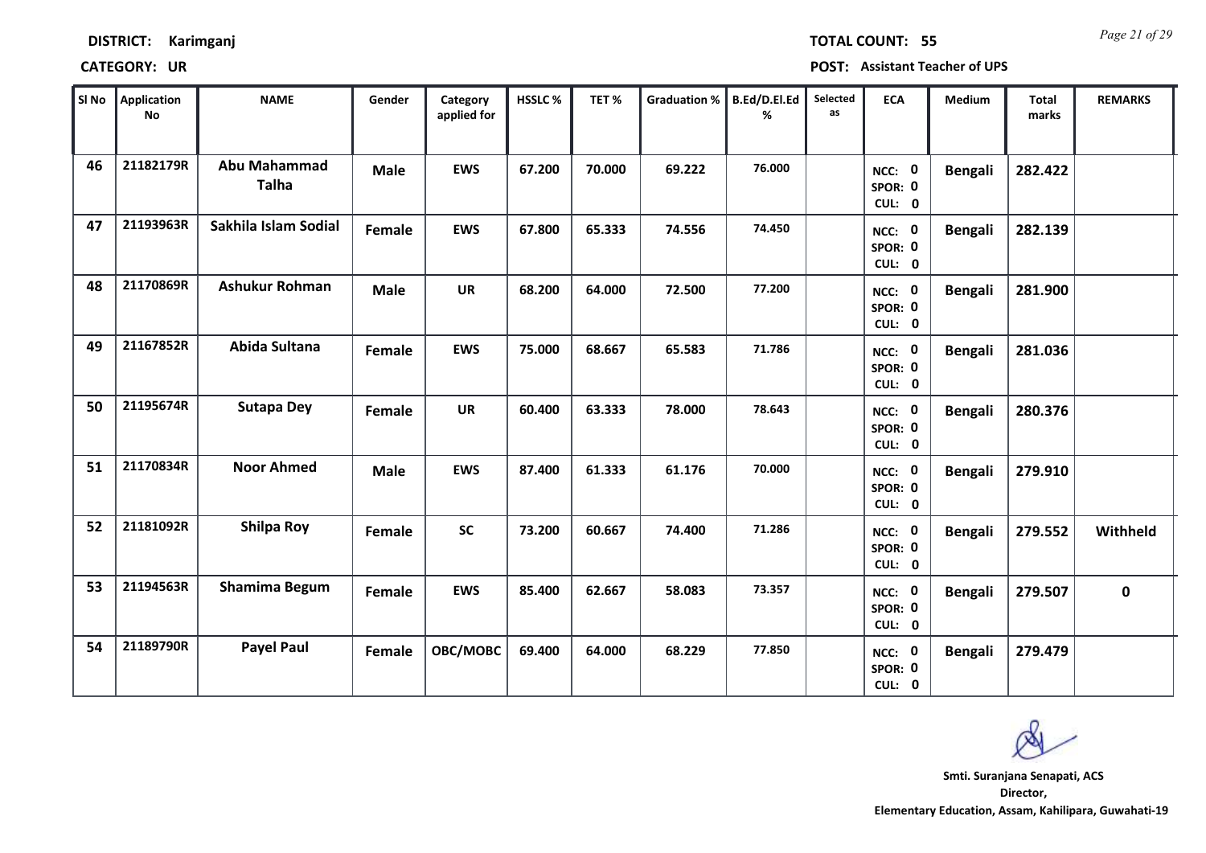**DISTRICT: Karimganj**

**TOTAL COUNT: 55**

**CATEGORY: UR**

**POST: Assistant Teacher of UPS**

| Sl No | Application No | NAME | Gender | Category applied for | HSSLC % | TET % | Graduation % | B.Ed/D.El.Ed % | Selected as | ECA | Medium | Total marks | REMARKS |
|---|---|---|---|---|---|---|---|---|---|---|---|---|---|
| 46 | 21182179R | Abu Mahammad Talha | Male | EWS | 67.200 | 70.000 | 69.222 | 76.000 | | NCC: 0 SPOR: 0 CUL: 0 | Bengali | 282.422 | |
| 47 | 21193963R | Sakhila Islam Sodial | Female | EWS | 67.800 | 65.333 | 74.556 | 74.450 | | NCC: 0 SPOR: 0 CUL: 0 | Bengali | 282.139 | |
| 48 | 21170869R | Ashukur Rohman | Male | UR | 68.200 | 64.000 | 72.500 | 77.200 | | NCC: 0 SPOR: 0 CUL: 0 | Bengali | 281.900 | |
| 49 | 21167852R | Abida Sultana | Female | EWS | 75.000 | 68.667 | 65.583 | 71.786 | | NCC: 0 SPOR: 0 CUL: 0 | Bengali | 281.036 | |
| 50 | 21195674R | Sutapa Dey | Female | UR | 60.400 | 63.333 | 78.000 | 78.643 | | NCC: 0 SPOR: 0 CUL: 0 | Bengali | 280.376 | |
| 51 | 21170834R | Noor Ahmed | Male | EWS | 87.400 | 61.333 | 61.176 | 70.000 | | NCC: 0 SPOR: 0 CUL: 0 | Bengali | 279.910 | |
| 52 | 21181092R | Shilpa Roy | Female | SC | 73.200 | 60.667 | 74.400 | 71.286 | | NCC: 0 SPOR: 0 CUL: 0 | Bengali | 279.552 | Withheld |
| 53 | 21194563R | Shamima Begum | Female | EWS | 85.400 | 62.667 | 58.083 | 73.357 | | NCC: 0 SPOR: 0 CUL: 0 | Bengali | 279.507 | 0 |
| 54 | 21189790R | Payel Paul | Female | OBC/MOBC | 69.400 | 64.000 | 68.229 | 77.850 | | NCC: 0 SPOR: 0 CUL: 0 | Bengali | 279.479 | |

**Smti. Suranjana Senapati, ACS**
**Director,**
**Elementary Education, Assam, Kahilipara, Guwahati-19**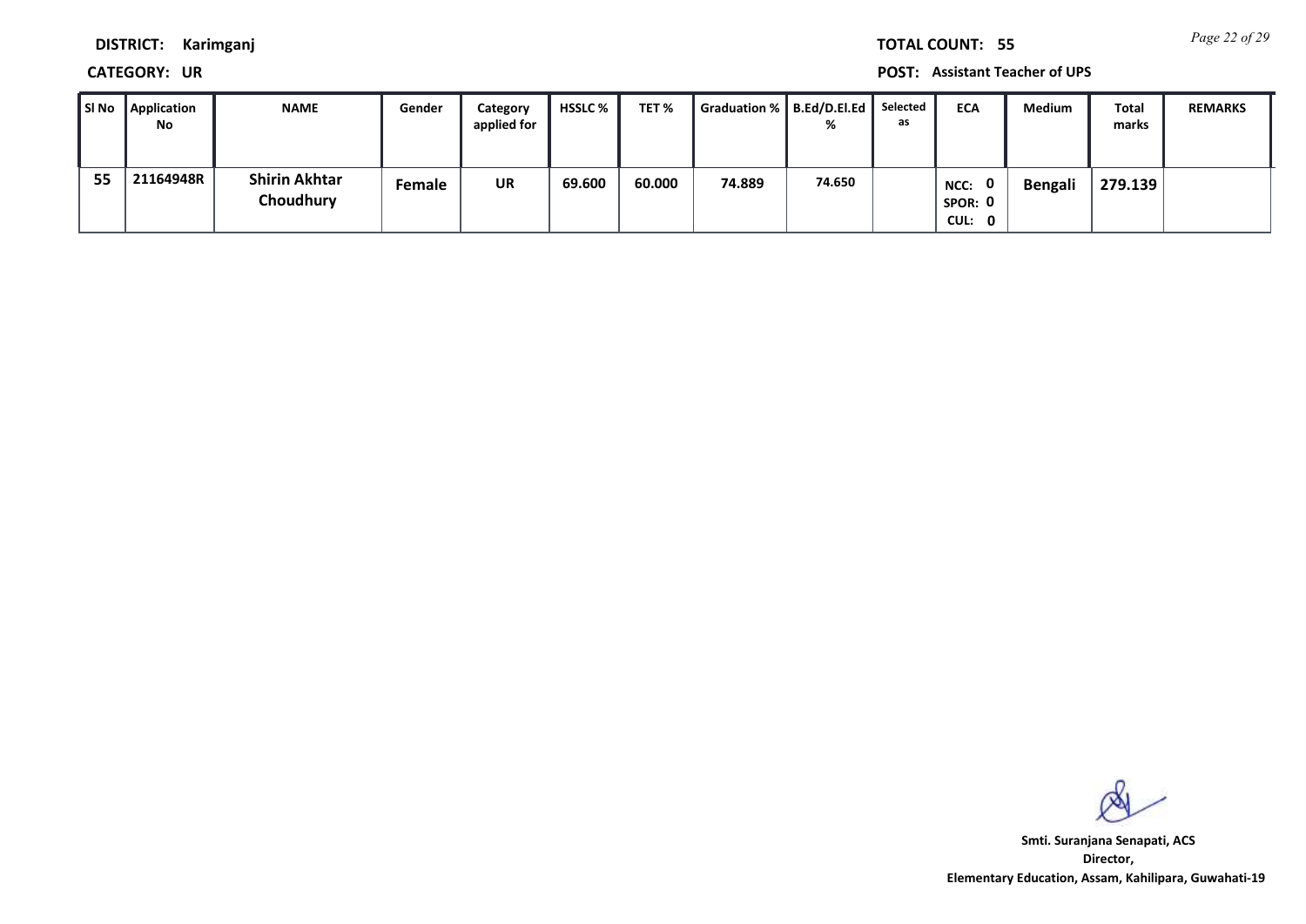**DISTRICT:** Karimganj

**CATEGORY:** UR

**TOTAL COUNT:** 55

**POST:** Assistant Teacher of UPS

| Sl No | Application No | NAME | Gender | Category applied for | HSSLC % | TET % | Graduation % | B.Ed/D.El.Ed % | Selected as | ECA | Medium | Total marks | REMARKS |
|---|---|---|---|---|---|---|---|---|---|---|---|---|---|
| 55 | 21164948R | Shirin Akhtar Choudhury | Female | UR | 69.600 | 60.000 | 74.889 | 74.650 | | NCC: 0 SPOR: 0 CUL: 0 | Bengali | 279.139 | |

Smt. Suranjana Senapati, ACS
Director,
Elementary Education, Assam, Kahilipara, Guwahati-19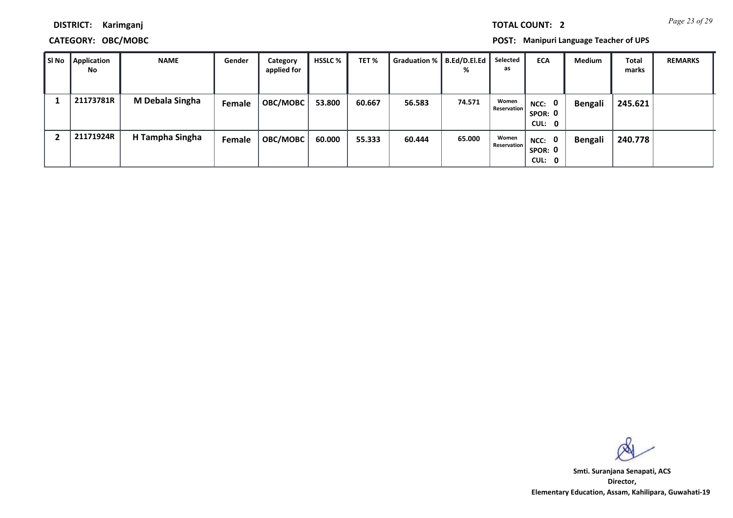**DISTRICT:** Karimganj

**TOTAL COUNT:** 2

**CATEGORY:** OBC/MOBC

**POST:** Manipuri Language Teacher of UPS

| Sl No | Application No | NAME | Gender | Category applied for | HSSLC % | TET % | Graduation % | B.Ed/D.El.Ed % | Selected as | ECA | Medium | Total marks | REMARKS |
|---|---|---|---|---|---|---|---|---|---|---|---|---|---|
| 1 | 21173781R | M Debala Singha | Female | OBC/MOBC | 53.800 | 60.667 | 56.583 | 74.571 | Women Reservation | NCC: 0 SPOR: 0 CUL: 0 | Bengali | 245.621 | |
| 2 | 21171924R | H Tampha Singha | Female | OBC/MOBC | 60.000 | 55.333 | 60.444 | 65.000 | Women Reservation | NCC: 0 SPOR: 0 CUL: 0 | Bengali | 240.778 | |

**Smti. Suranjana Senapati, ACS**
**Director,**
**Elementary Education, Assam, Kahilipara, Guwahati-19**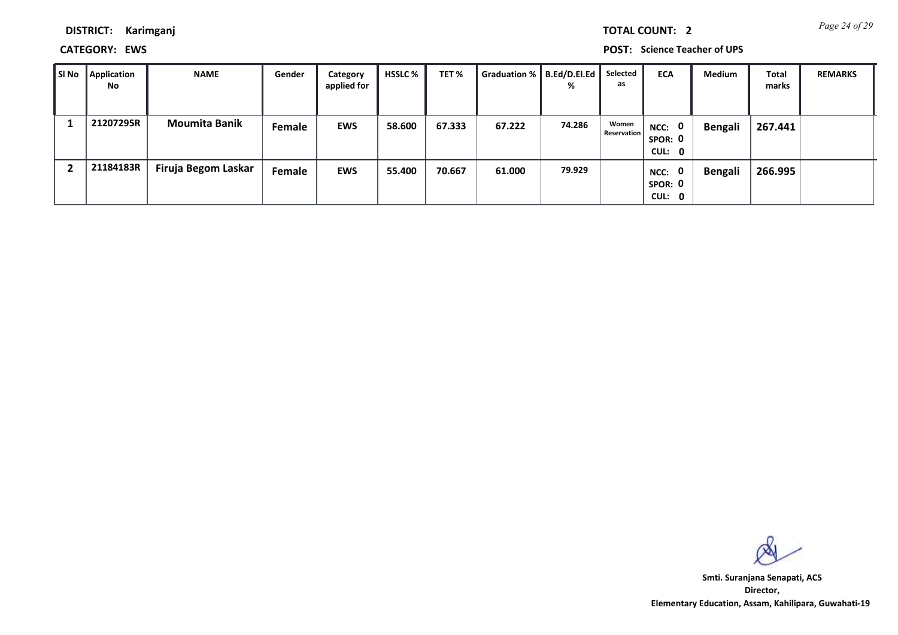**DISTRICT:** Karimganj

**TOTAL COUNT:** 2

**CATEGORY:** EWS

**POST:** Science Teacher of UPS

| Sl No | Application No | NAME | Gender | Category applied for | HSSLC % | TET % | Graduation % | B.Ed/D.El.Ed % | Selected as | ECA | Medium | Total marks | REMARKS |
|---|---|---|---|---|---|---|---|---|---|---|---|---|---|
| 1 | 21207295R | Moumita Banik | Female | EWS | 58.600 | 67.333 | 67.222 | 74.286 | Women Reservation | NCC: 0 SPOR: 0 CUL: 0 | Bengali | 267.441 | |
| 2 | 21184183R | Firuja Begom Laskar | Female | EWS | 55.400 | 70.667 | 61.000 | 79.929 | | NCC: 0 SPOR: 0 CUL: 0 | Bengali | 266.995 | |

**Smti. Suranjana Senapati, ACS**
**Director,**
**Elementary Education, Assam, Kahilipara, Guwahati-19**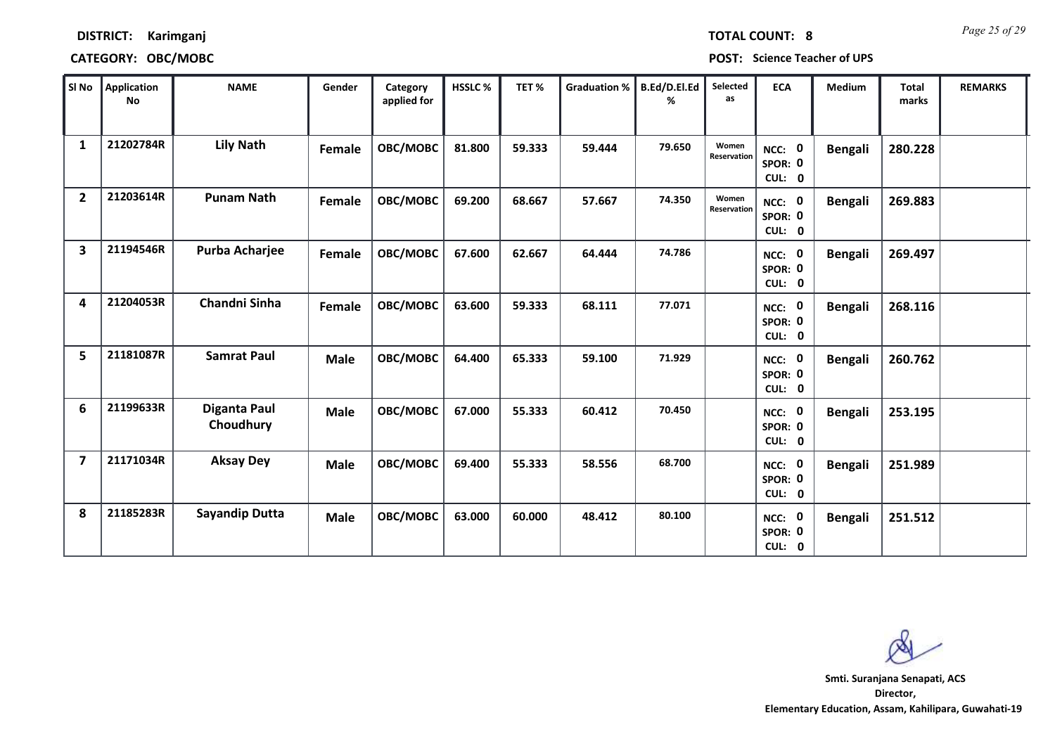**DISTRICT:** Karimganj

**TOTAL COUNT:** 8

**CATEGORY:** OBC/MOBC

**POST:** Science Teacher of UPS

| Sl No | Application No | NAME | Gender | Category applied for | HSSLC % | TET % | Graduation % | B.Ed/D.El.Ed % | Selected as | ECA | Medium | Total marks | REMARKS |
|---|---|---|---|---|---|---|---|---|---|---|---|---|---|
| 1 | 21202784R | Lily Nath | Female | OBC/MOBC | 81.800 | 59.333 | 59.444 | 79.650 | Women Reservation | NCC: 0 SPOR: 0 CUL: 0 | Bengali | 280.228 | |
| 2 | 21203614R | Punam Nath | Female | OBC/MOBC | 69.200 | 68.667 | 57.667 | 74.350 | Women Reservation | NCC: 0 SPOR: 0 CUL: 0 | Bengali | 269.883 | |
| 3 | 21194546R | Purba Acharjee | Female | OBC/MOBC | 67.600 | 62.667 | 64.444 | 74.786 | | NCC: 0 SPOR: 0 CUL: 0 | Bengali | 269.497 | |
| 4 | 21204053R | Chandni Sinha | Female | OBC/MOBC | 63.600 | 59.333 | 68.111 | 77.071 | | NCC: 0 SPOR: 0 CUL: 0 | Bengali | 268.116 | |
| 5 | 21181087R | Samrat Paul | Male | OBC/MOBC | 64.400 | 65.333 | 59.100 | 71.929 | | NCC: 0 SPOR: 0 CUL: 0 | Bengali | 260.762 | |
| 6 | 21199633R | Diganta Paul Choudhury | Male | OBC/MOBC | 67.000 | 55.333 | 60.412 | 70.450 | | NCC: 0 SPOR: 0 CUL: 0 | Bengali | 253.195 | |
| 7 | 21171034R | Aksay Dey | Male | OBC/MOBC | 69.400 | 55.333 | 58.556 | 68.700 | | NCC: 0 SPOR: 0 CUL: 0 | Bengali | 251.989 | |
| 8 | 21185283R | Sayandip Dutta | Male | OBC/MOBC | 63.000 | 60.000 | 48.412 | 80.100 | | NCC: 0 SPOR: 0 CUL: 0 | Bengali | 251.512 | |

**Smti. Suranjana Senapati, ACS**
Director,
Elementary Education, Assam, Kahilipara, Guwahati-19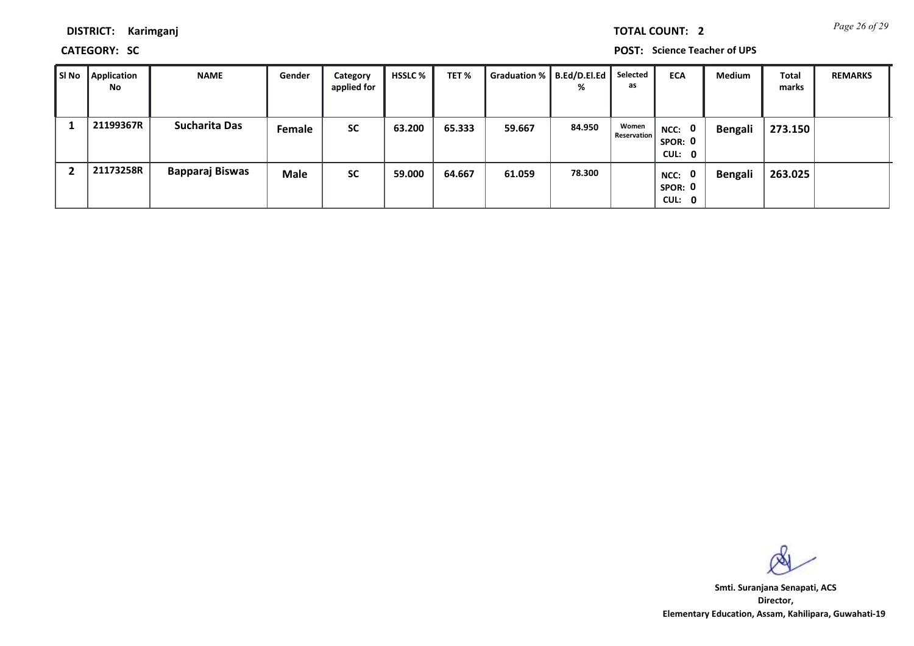**DISTRICT:** Karimganj

**TOTAL COUNT:** 2

**CATEGORY:** SC

**POST:** Science Teacher of UPS

| Sl No | Application No | NAME | Gender | Category applied for | HSSLC % | TET % | Graduation % | B.Ed/D.El.Ed % | Selected as | ECA | Medium | Total marks | REMARKS |
|---|---|---|---|---|---|---|---|---|---|---|---|---|---|
| 1 | 21199367R | Sucharita Das | Female | SC | 63.200 | 65.333 | 59.667 | 84.950 | Women Reservation | NCC: 0 SPOR: 0 CUL: 0 | Bengali | 273.150 | |
| 2 | 21173258R | Bapparaj Biswas | Male | SC | 59.000 | 64.667 | 61.059 | 78.300 | | NCC: 0 SPOR: 0 CUL: 0 | Bengali | 263.025 | |

**Smti. Suranjana Senapati, ACS**
**Director,**
**Elementary Education, Assam, Kahilipara, Guwahati-19**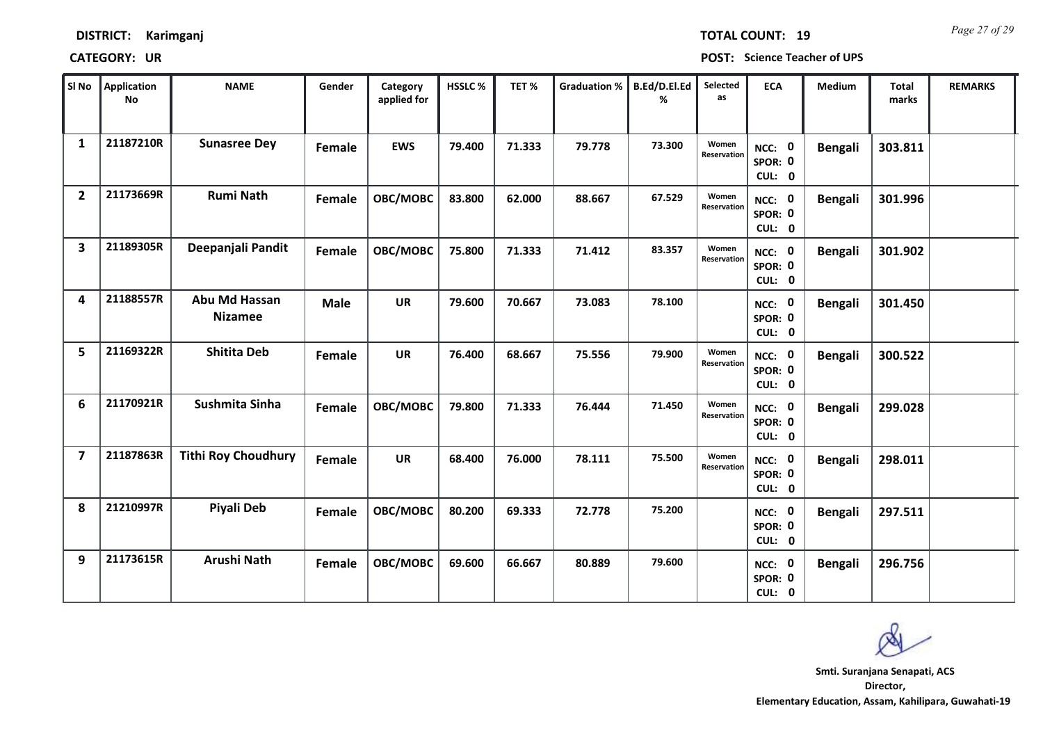**DISTRICT:** Karimganj

**TOTAL COUNT:** 19

**CATEGORY:** UR

**POST:** Science Teacher of UPS

| Sl No | Application No | NAME | Gender | Category applied for | HSSLC % | TET % | Graduation % | B.Ed/D.El.Ed % | Selected as | ECA | Medium | Total marks | REMARKS |
|---|---|---|---|---|---|---|---|---|---|---|---|---|---|
| 1 | 21187210R | Sunasree Dey | Female | EWS | 79.400 | 71.333 | 79.778 | 73.300 | Women Reservation | NCC: 0 SPOR: 0 CUL: 0 | Bengali | 303.811 | |
| 2 | 21173669R | Rumi Nath | Female | OBC/MOBC | 83.800 | 62.000 | 88.667 | 67.529 | Women Reservation | NCC: 0 SPOR: 0 CUL: 0 | Bengali | 301.996 | |
| 3 | 21189305R | Deepanjali Pandit | Female | OBC/MOBC | 75.800 | 71.333 | 71.412 | 83.357 | Women Reservation | NCC: 0 SPOR: 0 CUL: 0 | Bengali | 301.902 | |
| 4 | 21188557R | Abu Md Hassan Nizamee | Male | UR | 79.600 | 70.667 | 73.083 | 78.100 | | NCC: 0 SPOR: 0 CUL: 0 | Bengali | 301.450 | |
| 5 | 21169322R | Shitita Deb | Female | UR | 76.400 | 68.667 | 75.556 | 79.900 | Women Reservation | NCC: 0 SPOR: 0 CUL: 0 | Bengali | 300.522 | |
| 6 | 21170921R | Sushmita Sinha | Female | OBC/MOBC | 79.800 | 71.333 | 76.444 | 71.450 | Women Reservation | NCC: 0 SPOR: 0 CUL: 0 | Bengali | 299.028 | |
| 7 | 21187863R | Tithi Roy Choudhury | Female | UR | 68.400 | 76.000 | 78.111 | 75.500 | Women Reservation | NCC: 0 SPOR: 0 CUL: 0 | Bengali | 298.011 | |
| 8 | 21210997R | Piyali Deb | Female | OBC/MOBC | 80.200 | 69.333 | 72.778 | 75.200 | | NCC: 0 SPOR: 0 CUL: 0 | Bengali | 297.511 | |
| 9 | 21173615R | Arushi Nath | Female | OBC/MOBC | 69.600 | 66.667 | 80.889 | 79.600 | | NCC: 0 SPOR: 0 CUL: 0 | Bengali | 296.756 | |

**Smt. Suranjana Senapati, ACS**
**Director,**
**Elementary Education, Assam, Kahilipara, Guwahati-19**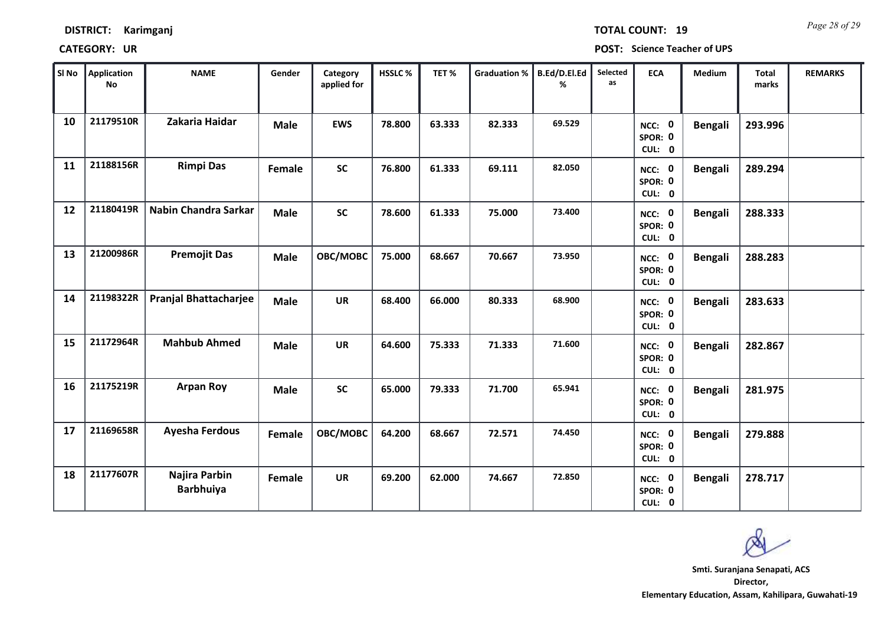**DISTRICT: Karimganj** **TOTAL COUNT: 19**

**CATEGORY: UR** **POST: Science Teacher of UPS**

| Sl No | Application No | NAME | Gender | Category applied for | HSSLC % | TET % | Graduation % | B.Ed/D.El.Ed % | Selected as | ECA | Medium | Total marks | REMARKS |
|---|---|---|---|---|---|---|---|---|---|---|---|---|---|
| 10 | 21179510R | Zakaria Haidar | Male | EWS | 78.800 | 63.333 | 82.333 | 69.529 | | NCC: 0 SPOR: 0 CUL: 0 | Bengali | 293.996 | |
| 11 | 21188156R | Rimpi Das | Female | SC | 76.800 | 61.333 | 69.111 | 82.050 | | NCC: 0 SPOR: 0 CUL: 0 | Bengali | 289.294 | |
| 12 | 21180419R | Nabin Chandra Sarkar | Male | SC | 78.600 | 61.333 | 75.000 | 73.400 | | NCC: 0 SPOR: 0 CUL: 0 | Bengali | 288.333 | |
| 13 | 21200986R | Premojit Das | Male | OBC/MOBC | 75.000 | 68.667 | 70.667 | 73.950 | | NCC: 0 SPOR: 0 CUL: 0 | Bengali | 288.283 | |
| 14 | 21198322R | Pranjal Bhattacharjee | Male | UR | 68.400 | 66.000 | 80.333 | 68.900 | | NCC: 0 SPOR: 0 CUL: 0 | Bengali | 283.633 | |
| 15 | 21172964R | Mahbub Ahmed | Male | UR | 64.600 | 75.333 | 71.333 | 71.600 | | NCC: 0 SPOR: 0 CUL: 0 | Bengali | 282.867 | |
| 16 | 21175219R | Arpan Roy | Male | SC | 65.000 | 79.333 | 71.700 | 65.941 | | NCC: 0 SPOR: 0 CUL: 0 | Bengali | 281.975 | |
| 17 | 21169658R | Ayesha Ferdous | Female | OBC/MOBC | 64.200 | 68.667 | 72.571 | 74.450 | | NCC: 0 SPOR: 0 CUL: 0 | Bengali | 279.888 | |
| 18 | 21177607R | Najira Parbin Barbhuiya | Female | UR | 69.200 | 62.000 | 74.667 | 72.850 | | NCC: 0 SPOR: 0 CUL: 0 | Bengali | 278.717 | |

**Smt. Suranjana Senapati, ACS**
**Director,**
**Elementary Education, Assam, Kahilipara, Guwahati-19**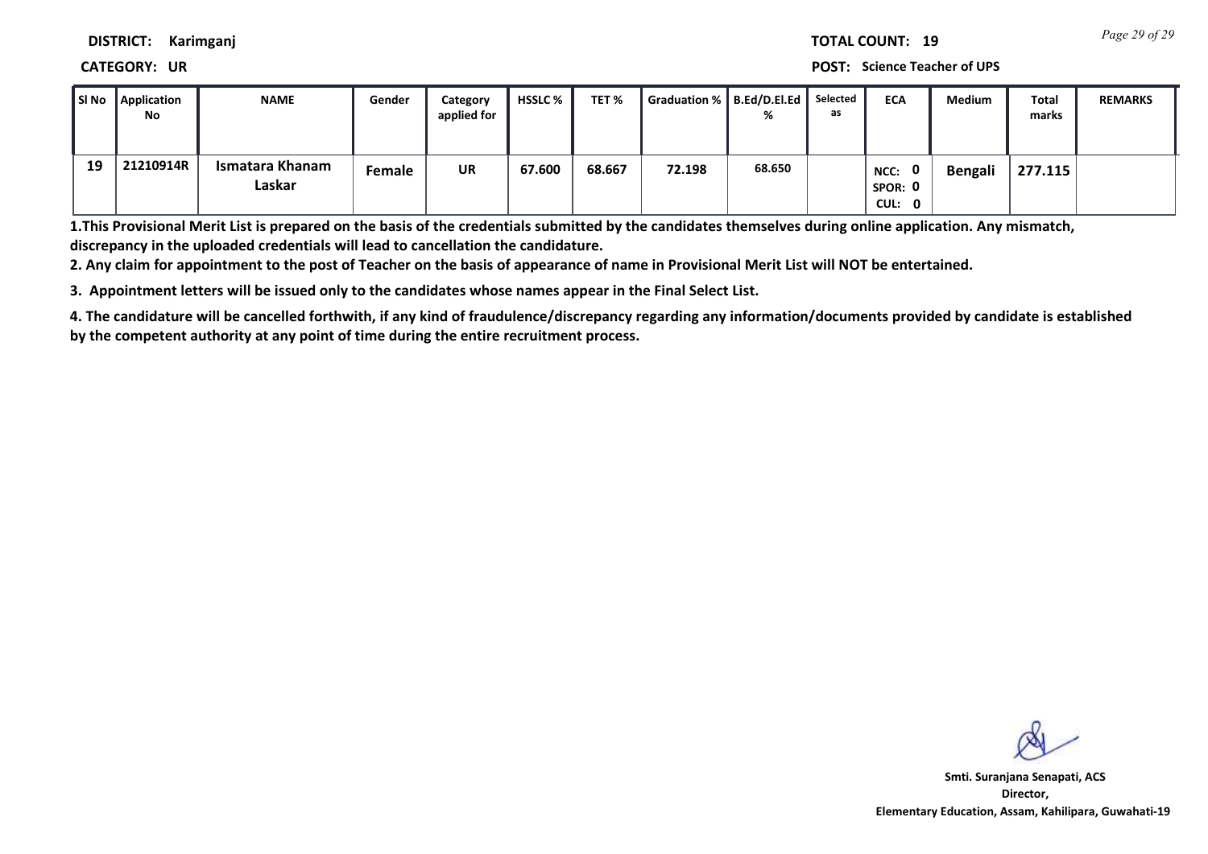**DISTRICT:** Karimganj

**CATEGORY:** UR

**TOTAL COUNT:** 19

**POST:** Science Teacher of UPS

| Sl No | Application No | NAME | Gender | Category applied for | HSSLC % | TET % | Graduation % | B.Ed/D.El.Ed % | Selected as | ECA | Medium | Total marks | REMARKS |
|---|---|---|---|---|---|---|---|---|---|---|---|---|---|
| 19 | 21210914R | Ismatara Khanam Laskar | Female | UR | 67.600 | 68.667 | 72.198 | 68.650 | | NCC: 0 SPOR: 0 CUL: 0 | Bengali | 277.115 | |

**1.This Provisional Merit List is prepared on the basis of the credentials submitted by the candidates themselves during online application. Any mismatch, discrepancy in the uploaded credentials will lead to cancellation the candidature.**

**2. Any claim for appointment to the post of Teacher on the basis of appearance of name in Provisional Merit List will NOT be entertained.**

**3. Appointment letters will be issued only to the candidates whose names appear in the Final Select List.**

**4. The candidature will be cancelled forthwith, if any kind of fraudulence/discrepancy regarding any information/documents provided by candidate is established by the competent authority at any point of time during the entire recruitment process.**

**Smti. Suranjana Senapati, ACS**
**Director,**
**Elementary Education, Assam, Kahilipara, Guwahati-19**